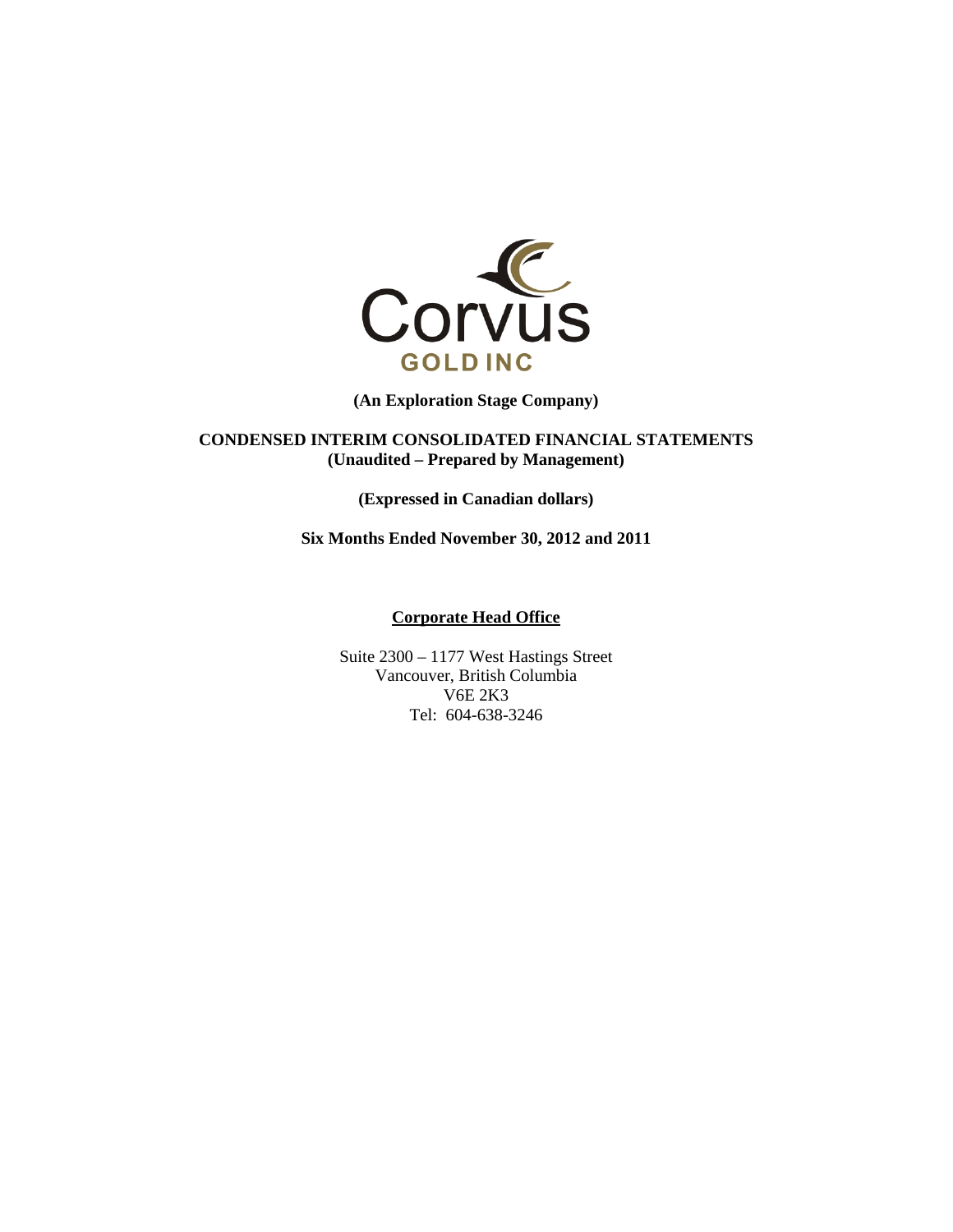Corvus

GOLD INC

**(An Exploration Stage Company)**

**CONDENSED INTERIM CONSOLIDATED FINANCIAL STATEMENTS**
**(Unaudited – Prepared by Management)**

**(Expressed in Canadian dollars)**

**Six Months Ended November 30, 2012 and 2011**

**Corporate Head Office**

Suite 2300 – 1177 West Hastings Street
Vancouver, British Columbia
V6E 2K3
Tel: 604-638-3246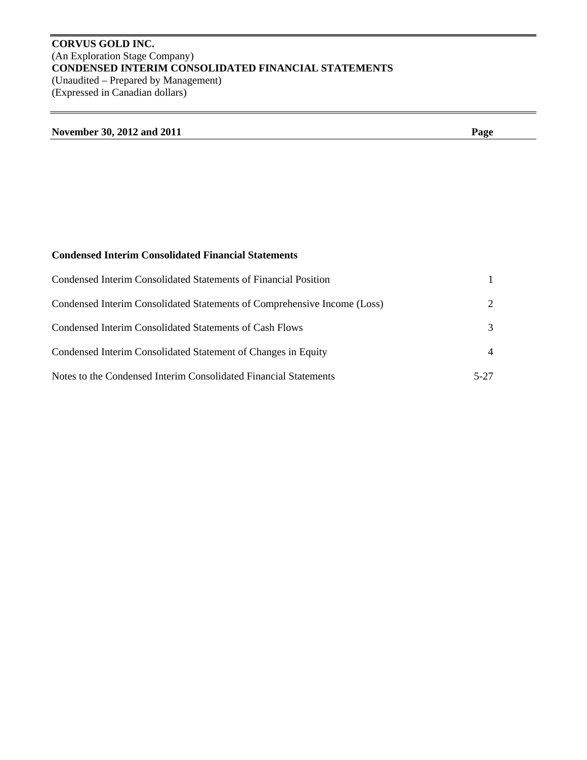**CORVUS GOLD INC.**
(An Exploration Stage Company)
**CONDENSED INTERIM CONSOLIDATED FINANCIAL STATEMENTS**
(Unaudited – Prepared by Management)
(Expressed in Canadian dollars)

| **November 30, 2012 and 2011** | **Page** |
|---|---|
| | |
| **Condensed Interim Consolidated Financial Statements** | |
| Condensed Interim Consolidated Statements of Financial Position | 1 |
| Condensed Interim Consolidated Statements of Comprehensive Income (Loss) | 2 |
| Condensed Interim Consolidated Statements of Cash Flows | 3 |
| Condensed Interim Consolidated Statement of Changes in Equity | 4 |
| Notes to the Condensed Interim Consolidated Financial Statements | 5-27 |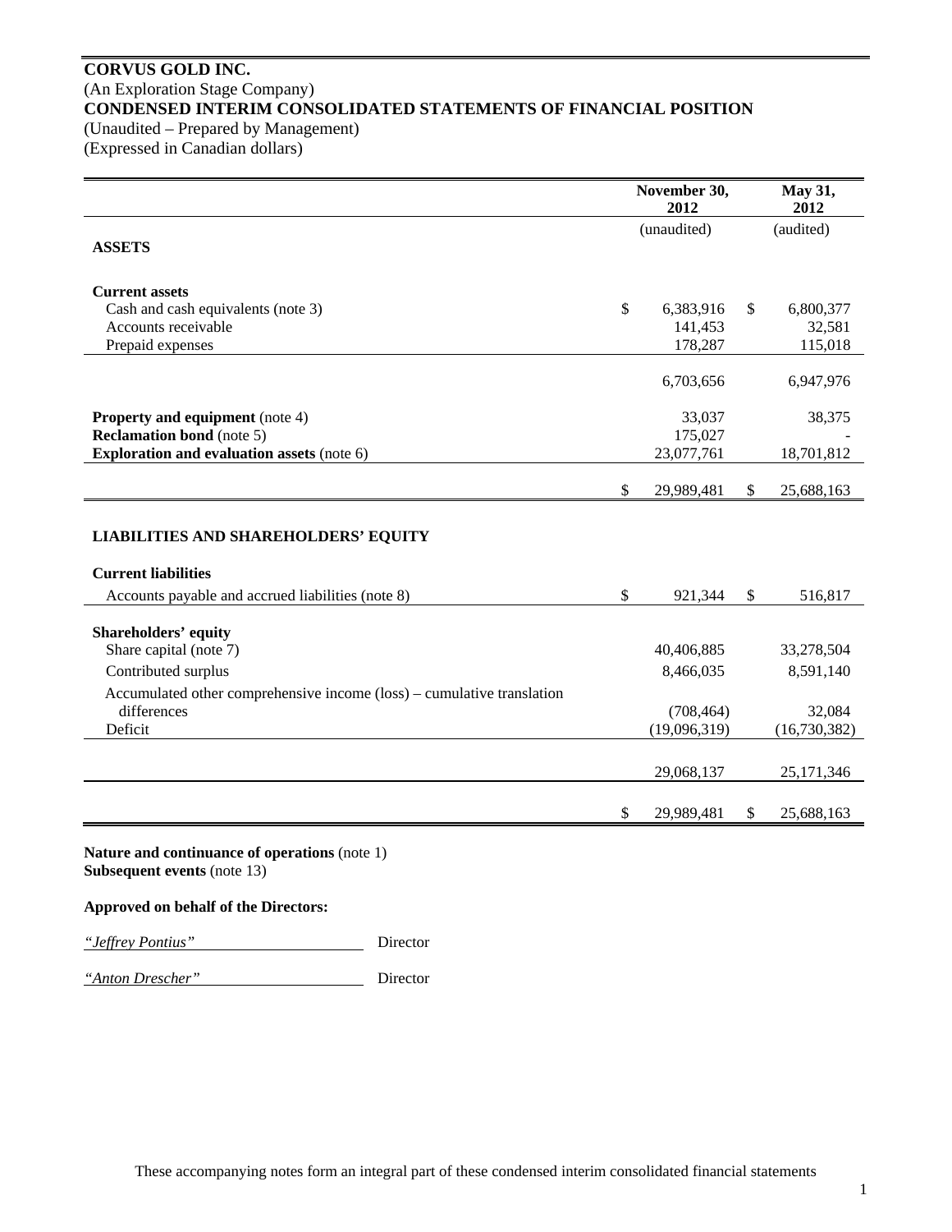**CORVUS GOLD INC.**
(An Exploration Stage Company)
**CONDENSED INTERIM CONSOLIDATED STATEMENTS OF FINANCIAL POSITION**
(Unaudited – Prepared by Management)
(Expressed in Canadian dollars)

| | November 30, 2012 | May 31, 2012 |
|---|---|---|
| | (unaudited) | (audited) |
| **ASSETS** | | |
| **Current assets** | | |
| Cash and cash equivalents (note 3) | $ 6,383,916 | $ 6,800,377 |
| Accounts receivable | 141,453 | 32,581 |
| Prepaid expenses | 178,287 | 115,018 |
| | 6,703,656 | 6,947,976 |
| **Property and equipment** (note 4) | 33,037 | 38,375 |
| **Reclamation bond** (note 5) | 175,027 | - |
| **Exploration and evaluation assets** (note 6) | 23,077,761 | 18,701,812 |
| | $ 29,989,481 | $ 25,688,163 |
| **LIABILITIES AND SHAREHOLDERS' EQUITY** | | |
| **Current liabilities** | | |
| Accounts payable and accrued liabilities (note 8) | $ 921,344 | $ 516,817 |
| **Shareholders' equity** | | |
| Share capital (note 7) | 40,406,885 | 33,278,504 |
| Contributed surplus | 8,466,035 | 8,591,140 |
| Accumulated other comprehensive income (loss) – cumulative translation differences | (708,464) | 32,084 |
| Deficit | (19,096,319) | (16,730,382) |
| | 29,068,137 | 25,171,346 |
| | $ 29,989,481 | $ 25,688,163 |

**Nature and continuance of operations** (note 1)
**Subsequent events** (note 13)

**Approved on behalf of the Directors:**

*"Jeffrey Pontius"* Director

*"Anton Drescher"* Director

These accompanying notes form an integral part of these condensed interim consolidated financial statements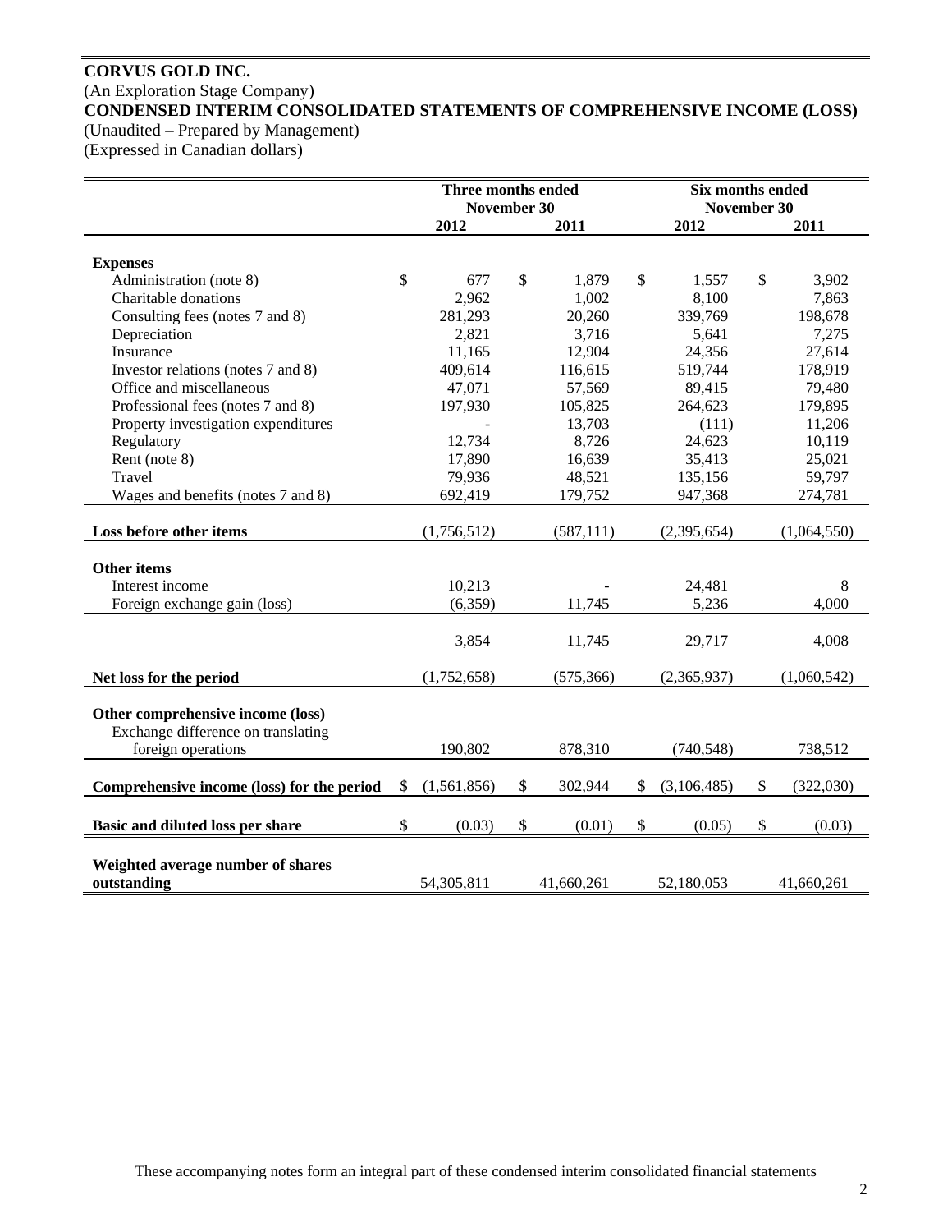**CORVUS GOLD INC.**
(An Exploration Stage Company)
**CONDENSED INTERIM CONSOLIDATED STATEMENTS OF COMPREHENSIVE INCOME (LOSS)**
(Unaudited – Prepared by Management)
(Expressed in Canadian dollars)

| | Three months ended November 30 | | Six months ended November 30 | |
|---|---|---|---|---|
| | 2012 | 2011 | 2012 | 2011 |
| **Expenses** | | | | |
| Administration (note 8) | $ 677 | $ 1,879 | $ 1,557 | $ 3,902 |
| Charitable donations | 2,962 | 1,002 | 8,100 | 7,863 |
| Consulting fees (notes 7 and 8) | 281,293 | 20,260 | 339,769 | 198,678 |
| Depreciation | 2,821 | 3,716 | 5,641 | 7,275 |
| Insurance | 11,165 | 12,904 | 24,356 | 27,614 |
| Investor relations (notes 7 and 8) | 409,614 | 116,615 | 519,744 | 178,919 |
| Office and miscellaneous | 47,071 | 57,569 | 89,415 | 79,480 |
| Professional fees (notes 7 and 8) | 197,930 | 105,825 | 264,623 | 179,895 |
| Property investigation expenditures | - | 13,703 | (111) | 11,206 |
| Regulatory | 12,734 | 8,726 | 24,623 | 10,119 |
| Rent (note 8) | 17,890 | 16,639 | 35,413 | 25,021 |
| Travel | 79,936 | 48,521 | 135,156 | 59,797 |
| Wages and benefits (notes 7 and 8) | 692,419 | 179,752 | 947,368 | 274,781 |
| **Loss before other items** | (1,756,512) | (587,111) | (2,395,654) | (1,064,550) |
| **Other items** | | | | |
| Interest income | 10,213 | - | 24,481 | 8 |
| Foreign exchange gain (loss) | (6,359) | 11,745 | 5,236 | 4,000 |
| | 3,854 | 11,745 | 29,717 | 4,008 |
| **Net loss for the period** | (1,752,658) | (575,366) | (2,365,937) | (1,060,542) |
| **Other comprehensive income (loss)** | | | | |
| Exchange difference on translating foreign operations | 190,802 | 878,310 | (740,548) | 738,512 |
| **Comprehensive income (loss) for the period** | $ (1,561,856) | $ 302,944 | $ (3,106,485) | $ (322,030) |
| **Basic and diluted loss per share** | $ (0.03) | $ (0.01) | $ (0.05) | $ (0.03) |
| **Weighted average number of shares outstanding** | 54,305,811 | 41,660,261 | 52,180,053 | 41,660,261 |

These accompanying notes form an integral part of these condensed interim consolidated financial statements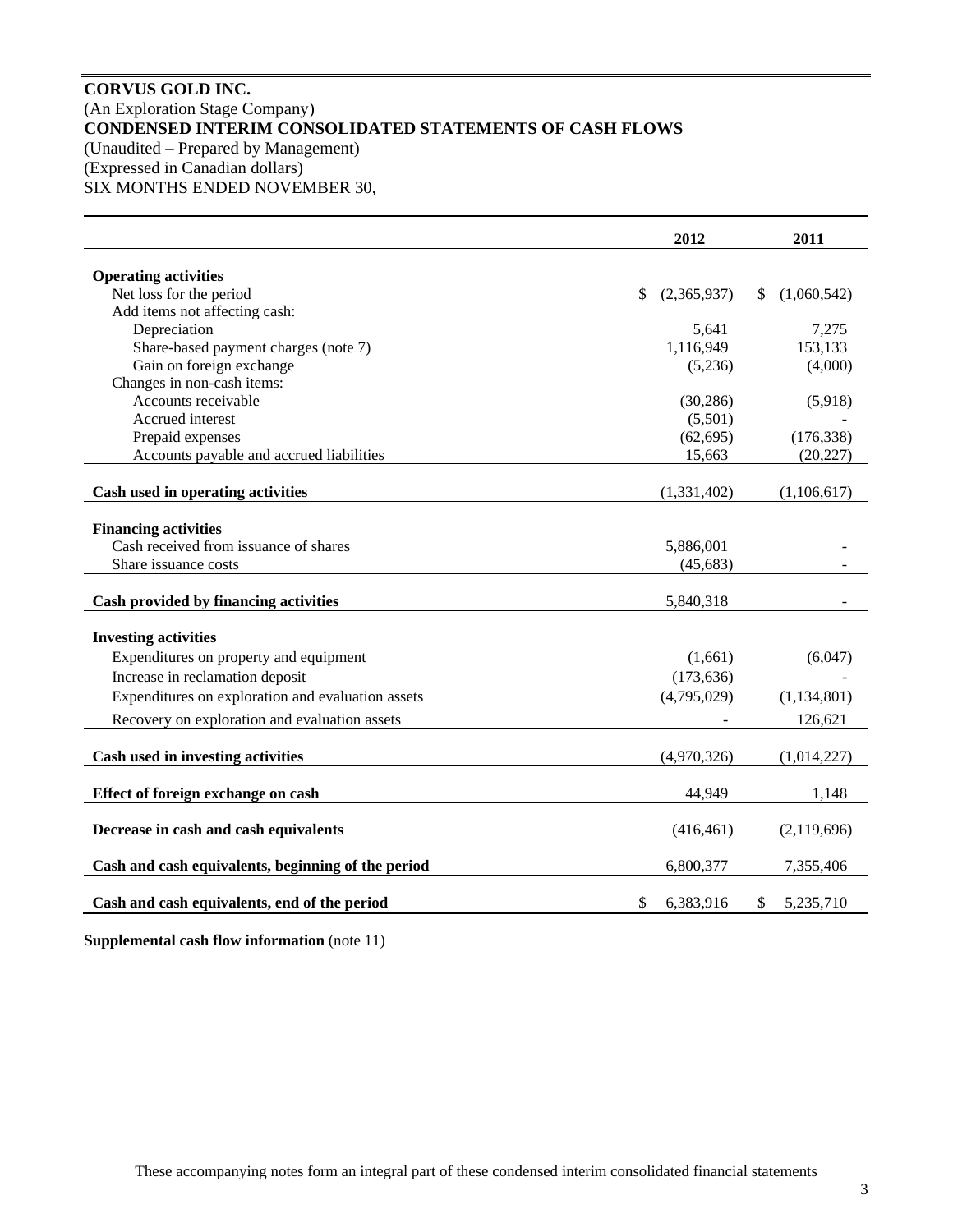# CORVUS GOLD INC.

(An Exploration Stage Company)

**CONDENSED INTERIM CONSOLIDATED STATEMENTS OF CASH FLOWS**

(Unaudited – Prepared by Management)

(Expressed in Canadian dollars)

SIX MONTHS ENDED NOVEMBER 30,

| | 2012 | 2011 |
|---|---|---|
| **Operating activities** | | |
| Net loss for the period | $ (2,365,937) | $ (1,060,542) |
| Add items not affecting cash: | | |
| Depreciation | 5,641 | 7,275 |
| Share-based payment charges (note 7) | 1,116,949 | 153,133 |
| Gain on foreign exchange | (5,236) | (4,000) |
| Changes in non-cash items: | | |
| Accounts receivable | (30,286) | (5,918) |
| Accrued interest | (5,501) | - |
| Prepaid expenses | (62,695) | (176,338) |
| Accounts payable and accrued liabilities | 15,663 | (20,227) |
| **Cash used in operating activities** | (1,331,402) | (1,106,617) |
| **Financing activities** | | |
| Cash received from issuance of shares | 5,886,001 | - |
| Share issuance costs | (45,683) | - |
| **Cash provided by financing activities** | 5,840,318 | - |
| **Investing activities** | | |
| Expenditures on property and equipment | (1,661) | (6,047) |
| Increase in reclamation deposit | (173,636) | - |
| Expenditures on exploration and evaluation assets | (4,795,029) | (1,134,801) |
| Recovery on exploration and evaluation assets | - | 126,621 |
| **Cash used in investing activities** | (4,970,326) | (1,014,227) |
| **Effect of foreign exchange on cash** | 44,949 | 1,148 |
| **Decrease in cash and cash equivalents** | (416,461) | (2,119,696) |
| **Cash and cash equivalents, beginning of the period** | 6,800,377 | 7,355,406 |
| **Cash and cash equivalents, end of the period** | $ 6,383,916 | $ 5,235,710 |

**Supplemental cash flow information** (note 11)

These accompanying notes form an integral part of these condensed interim consolidated financial statements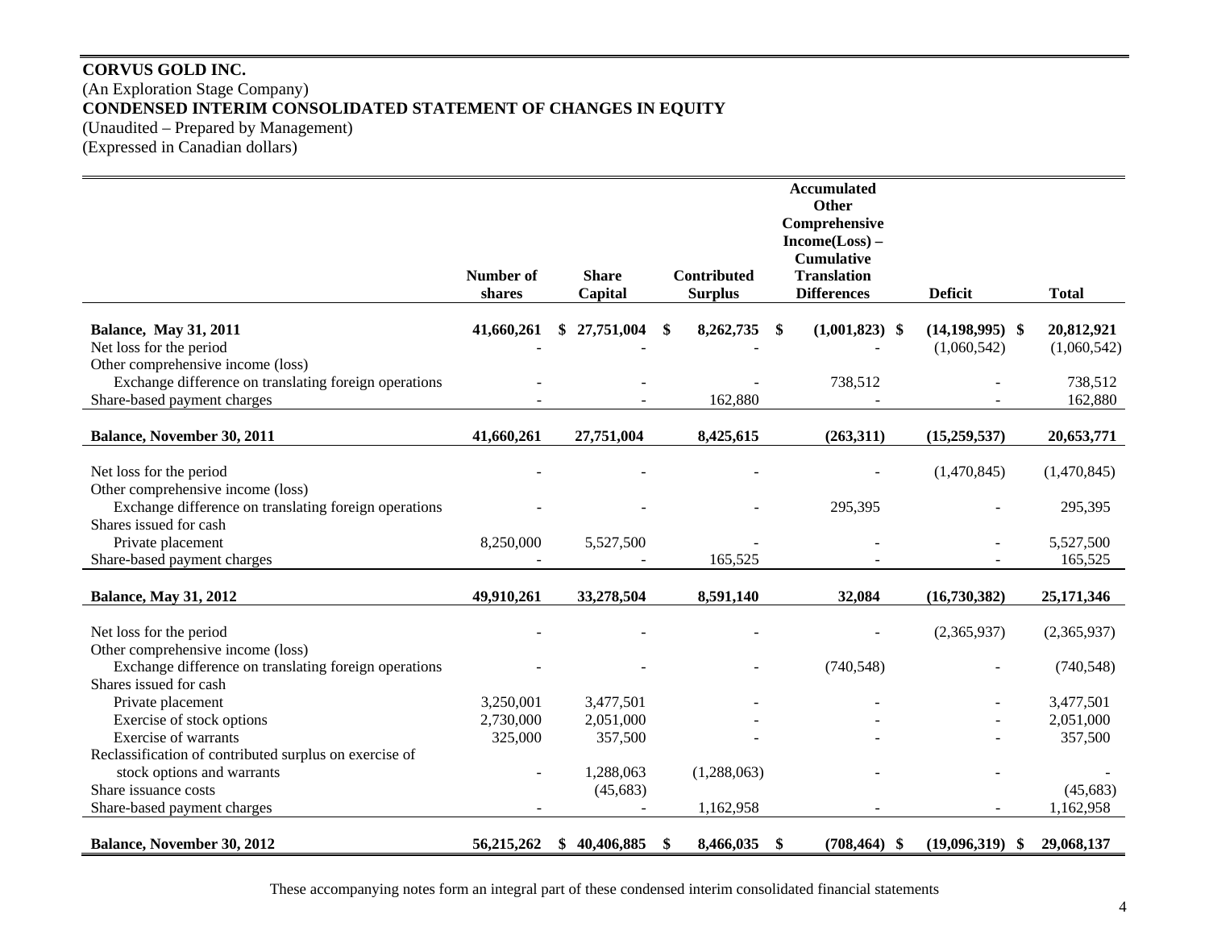**CORVUS GOLD INC.**
(An Exploration Stage Company)
**CONDENSED INTERIM CONSOLIDATED STATEMENT OF CHANGES IN EQUITY**
(Unaudited – Prepared by Management)
(Expressed in Canadian dollars)

| | Number of shares | Share Capital | Contributed Surplus | Accumulated Other Comprehensive Income(Loss) – Cumulative Translation Differences | Deficit | Total |
|---|---|---|---|---|---|---|
| **Balance, May 31, 2011** | **41,660,261** | **$ 27,751,004** | **$ 8,262,735** | **$ (1,001,823)** | **$ (14,198,995)** | **$ 20,812,921** |
| Net loss for the period | - | - | - | - | (1,060,542) | (1,060,542) |
| Other comprehensive income (loss) | | | | | | |
| Exchange difference on translating foreign operations | - | - | - | 738,512 | - | 738,512 |
| Share-based payment charges | - | - | 162,880 | - | - | 162,880 |
| **Balance, November 30, 2011** | **41,660,261** | **27,751,004** | **8,425,615** | **(263,311)** | **(15,259,537)** | **20,653,771** |
| Net loss for the period | - | - | - | - | (1,470,845) | (1,470,845) |
| Other comprehensive income (loss) | | | | | | |
| Exchange difference on translating foreign operations | - | - | - | 295,395 | - | 295,395 |
| Shares issued for cash | | | | | | |
| Private placement | 8,250,000 | 5,527,500 | - | - | - | 5,527,500 |
| Share-based payment charges | - | - | 165,525 | - | - | 165,525 |
| **Balance, May 31, 2012** | **49,910,261** | **33,278,504** | **8,591,140** | **32,084** | **(16,730,382)** | **25,171,346** |
| Net loss for the period | - | - | - | - | (2,365,937) | (2,365,937) |
| Other comprehensive income (loss) | | | | | | |
| Exchange difference on translating foreign operations | - | - | - | (740,548) | - | (740,548) |
| Shares issued for cash | | | | | | |
| Private placement | 3,250,001 | 3,477,501 | - | - | - | 3,477,501 |
| Exercise of stock options | 2,730,000 | 2,051,000 | - | - | - | 2,051,000 |
| Exercise of warrants | 325,000 | 357,500 | - | - | - | 357,500 |
| Reclassification of contributed surplus on exercise of stock options and warrants | - | 1,288,063 | (1,288,063) | - | - | - |
| Share issuance costs | | (45,683) | | | | (45,683) |
| Share-based payment charges | - | - | 1,162,958 | - | - | 1,162,958 |
| **Balance, November 30, 2012** | **56,215,262** | **$ 40,406,885** | **$ 8,466,035** | **$ (708,464)** | **$ (19,096,319)** | **$ 29,068,137** |

These accompanying notes form an integral part of these condensed interim consolidated financial statements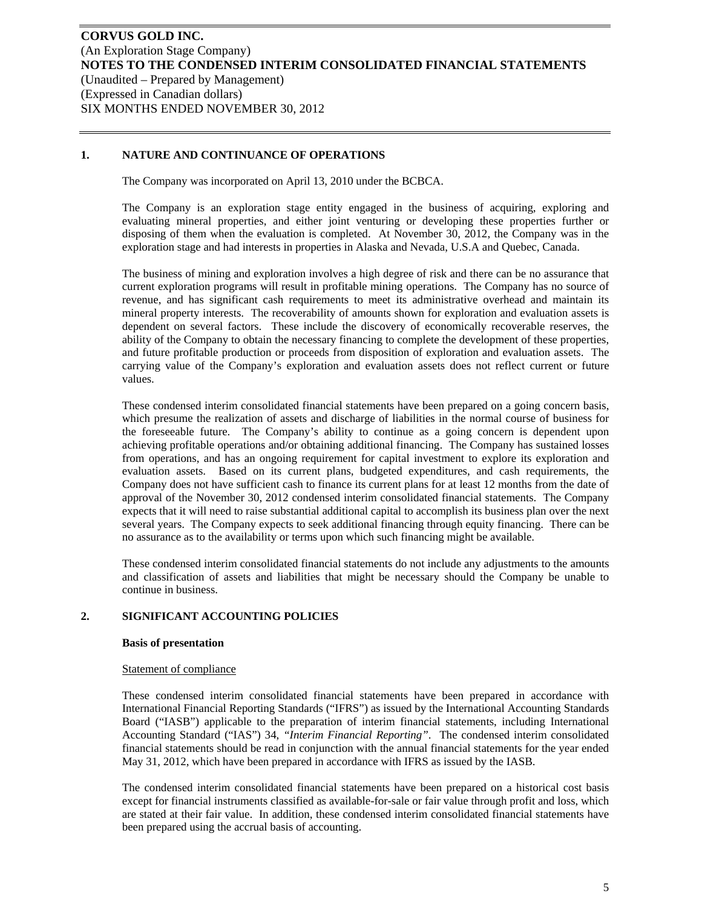## 1. NATURE AND CONTINUANCE OF OPERATIONS

The Company was incorporated on April 13, 2010 under the BCBCA.

The Company is an exploration stage entity engaged in the business of acquiring, exploring and evaluating mineral properties, and either joint venturing or developing these properties further or disposing of them when the evaluation is completed. At November 30, 2012, the Company was in the exploration stage and had interests in properties in Alaska and Nevada, U.S.A and Quebec, Canada.

The business of mining and exploration involves a high degree of risk and there can be no assurance that current exploration programs will result in profitable mining operations. The Company has no source of revenue, and has significant cash requirements to meet its administrative overhead and maintain its mineral property interests. The recoverability of amounts shown for exploration and evaluation assets is dependent on several factors. These include the discovery of economically recoverable reserves, the ability of the Company to obtain the necessary financing to complete the development of these properties, and future profitable production or proceeds from disposition of exploration and evaluation assets. The carrying value of the Company's exploration and evaluation assets does not reflect current or future values.

These condensed interim consolidated financial statements have been prepared on a going concern basis, which presume the realization of assets and discharge of liabilities in the normal course of business for the foreseeable future. The Company's ability to continue as a going concern is dependent upon achieving profitable operations and/or obtaining additional financing. The Company has sustained losses from operations, and has an ongoing requirement for capital investment to explore its exploration and evaluation assets. Based on its current plans, budgeted expenditures, and cash requirements, the Company does not have sufficient cash to finance its current plans for at least 12 months from the date of approval of the November 30, 2012 condensed interim consolidated financial statements. The Company expects that it will need to raise substantial additional capital to accomplish its business plan over the next several years. The Company expects to seek additional financing through equity financing. There can be no assurance as to the availability or terms upon which such financing might be available.

These condensed interim consolidated financial statements do not include any adjustments to the amounts and classification of assets and liabilities that might be necessary should the Company be unable to continue in business.

## 2. SIGNIFICANT ACCOUNTING POLICIES

### Basis of presentation

Statement of compliance

These condensed interim consolidated financial statements have been prepared in accordance with International Financial Reporting Standards ("IFRS") as issued by the International Accounting Standards Board ("IASB") applicable to the preparation of interim financial statements, including International Accounting Standard ("IAS") 34, *"Interim Financial Reporting"*. The condensed interim consolidated financial statements should be read in conjunction with the annual financial statements for the year ended May 31, 2012, which have been prepared in accordance with IFRS as issued by the IASB.

The condensed interim consolidated financial statements have been prepared on a historical cost basis except for financial instruments classified as available-for-sale or fair value through profit and loss, which are stated at their fair value. In addition, these condensed interim consolidated financial statements have been prepared using the accrual basis of accounting.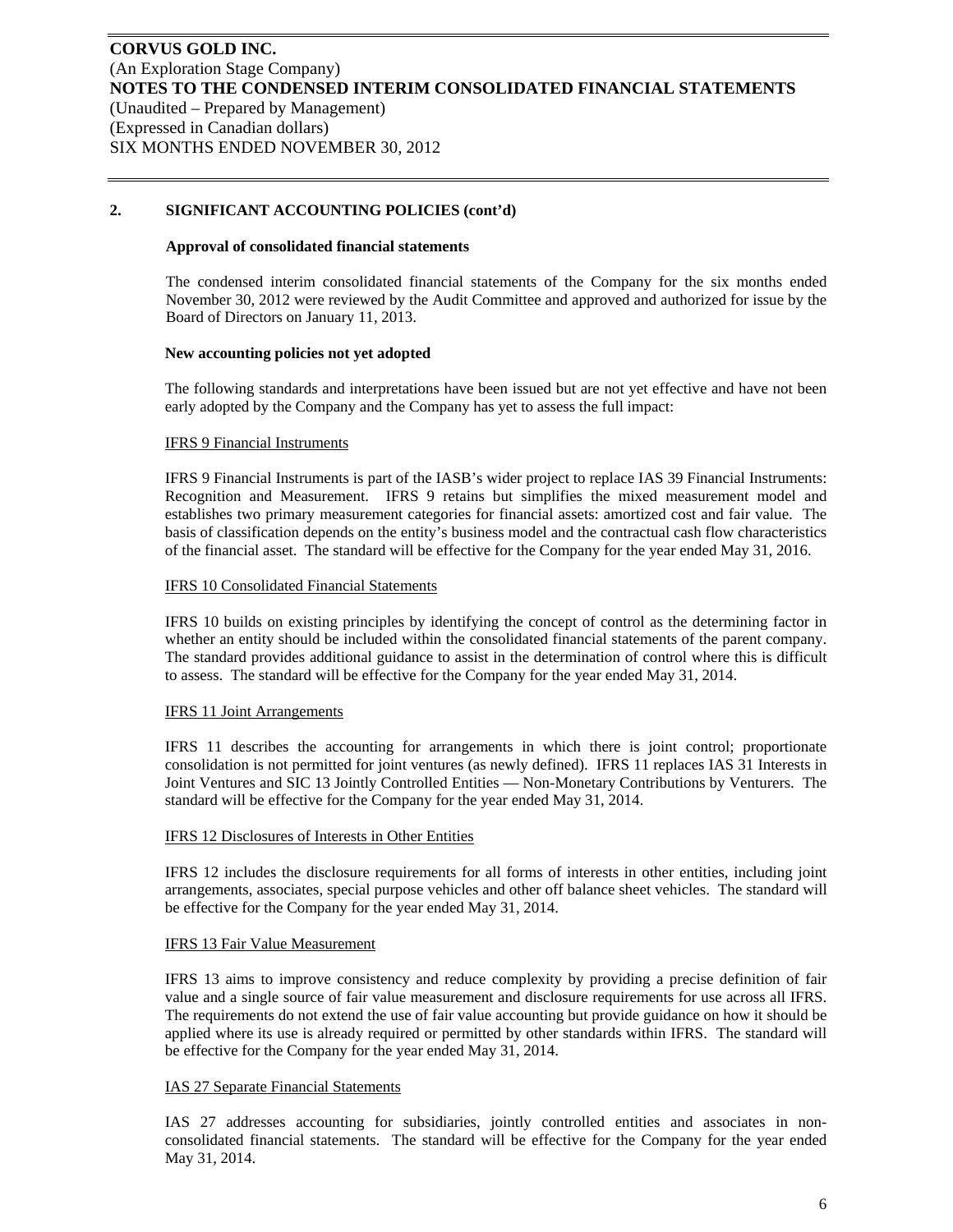## 2. SIGNIFICANT ACCOUNTING POLICIES (cont'd)

### Approval of consolidated financial statements

The condensed interim consolidated financial statements of the Company for the six months ended November 30, 2012 were reviewed by the Audit Committee and approved and authorized for issue by the Board of Directors on January 11, 2013.

### New accounting policies not yet adopted

The following standards and interpretations have been issued but are not yet effective and have not been early adopted by the Company and the Company has yet to assess the full impact:

<u>IFRS 9 Financial Instruments</u>

IFRS 9 Financial Instruments is part of the IASB's wider project to replace IAS 39 Financial Instruments: Recognition and Measurement. IFRS 9 retains but simplifies the mixed measurement model and establishes two primary measurement categories for financial assets: amortized cost and fair value. The basis of classification depends on the entity's business model and the contractual cash flow characteristics of the financial asset. The standard will be effective for the Company for the year ended May 31, 2016.

<u>IFRS 10 Consolidated Financial Statements</u>

IFRS 10 builds on existing principles by identifying the concept of control as the determining factor in whether an entity should be included within the consolidated financial statements of the parent company. The standard provides additional guidance to assist in the determination of control where this is difficult to assess. The standard will be effective for the Company for the year ended May 31, 2014.

<u>IFRS 11 Joint Arrangements</u>

IFRS 11 describes the accounting for arrangements in which there is joint control; proportionate consolidation is not permitted for joint ventures (as newly defined). IFRS 11 replaces IAS 31 Interests in Joint Ventures and SIC 13 Jointly Controlled Entities — Non-Monetary Contributions by Venturers. The standard will be effective for the Company for the year ended May 31, 2014.

<u>IFRS 12 Disclosures of Interests in Other Entities</u>

IFRS 12 includes the disclosure requirements for all forms of interests in other entities, including joint arrangements, associates, special purpose vehicles and other off balance sheet vehicles. The standard will be effective for the Company for the year ended May 31, 2014.

<u>IFRS 13 Fair Value Measurement</u>

IFRS 13 aims to improve consistency and reduce complexity by providing a precise definition of fair value and a single source of fair value measurement and disclosure requirements for use across all IFRS. The requirements do not extend the use of fair value accounting but provide guidance on how it should be applied where its use is already required or permitted by other standards within IFRS. The standard will be effective for the Company for the year ended May 31, 2014.

<u>IAS 27 Separate Financial Statements</u>

IAS 27 addresses accounting for subsidiaries, jointly controlled entities and associates in non-consolidated financial statements. The standard will be effective for the Company for the year ended May 31, 2014.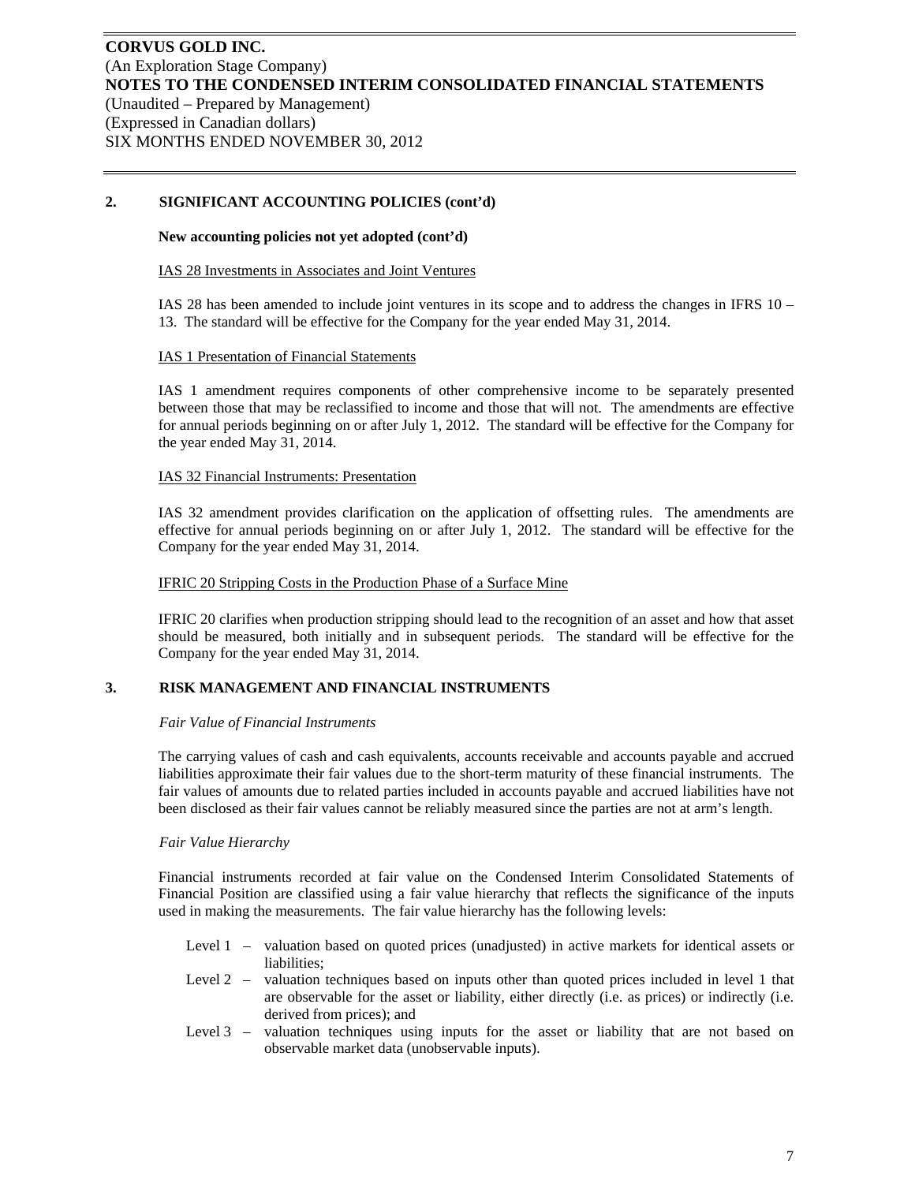## 2. SIGNIFICANT ACCOUNTING POLICIES (cont'd)

**New accounting policies not yet adopted (cont'd)**

IAS 28 Investments in Associates and Joint Ventures

IAS 28 has been amended to include joint ventures in its scope and to address the changes in IFRS 10 – 13. The standard will be effective for the Company for the year ended May 31, 2014.

IAS 1 Presentation of Financial Statements

IAS 1 amendment requires components of other comprehensive income to be separately presented between those that may be reclassified to income and those that will not. The amendments are effective for annual periods beginning on or after July 1, 2012. The standard will be effective for the Company for the year ended May 31, 2014.

IAS 32 Financial Instruments: Presentation

IAS 32 amendment provides clarification on the application of offsetting rules. The amendments are effective for annual periods beginning on or after July 1, 2012. The standard will be effective for the Company for the year ended May 31, 2014.

IFRIC 20 Stripping Costs in the Production Phase of a Surface Mine

IFRIC 20 clarifies when production stripping should lead to the recognition of an asset and how that asset should be measured, both initially and in subsequent periods. The standard will be effective for the Company for the year ended May 31, 2014.

## 3. RISK MANAGEMENT AND FINANCIAL INSTRUMENTS

*Fair Value of Financial Instruments*

The carrying values of cash and cash equivalents, accounts receivable and accounts payable and accrued liabilities approximate their fair values due to the short-term maturity of these financial instruments. The fair values of amounts due to related parties included in accounts payable and accrued liabilities have not been disclosed as their fair values cannot be reliably measured since the parties are not at arm's length.

*Fair Value Hierarchy*

Financial instruments recorded at fair value on the Condensed Interim Consolidated Statements of Financial Position are classified using a fair value hierarchy that reflects the significance of the inputs used in making the measurements. The fair value hierarchy has the following levels:

- Level 1 – valuation based on quoted prices (unadjusted) in active markets for identical assets or liabilities;
- Level 2 – valuation techniques based on inputs other than quoted prices included in level 1 that are observable for the asset or liability, either directly (i.e. as prices) or indirectly (i.e. derived from prices); and
- Level 3 – valuation techniques using inputs for the asset or liability that are not based on observable market data (unobservable inputs).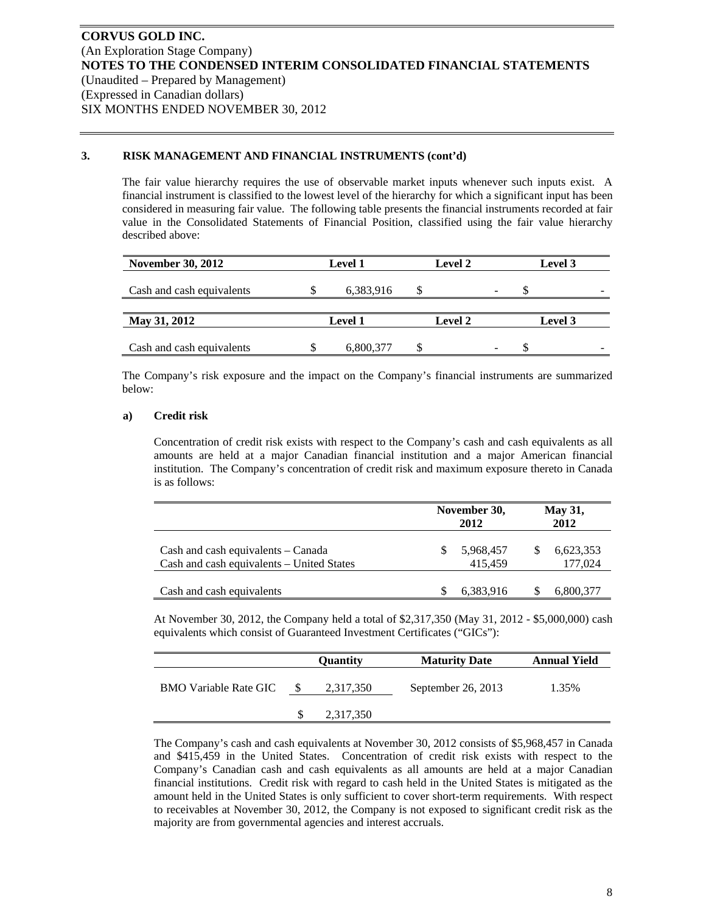**CORVUS GOLD INC.**
(An Exploration Stage Company)
**NOTES TO THE CONDENSED INTERIM CONSOLIDATED FINANCIAL STATEMENTS**
(Unaudited – Prepared by Management)
(Expressed in Canadian dollars)
SIX MONTHS ENDED NOVEMBER 30, 2012

### 3. RISK MANAGEMENT AND FINANCIAL INSTRUMENTS (cont'd)

The fair value hierarchy requires the use of observable market inputs whenever such inputs exist. A financial instrument is classified to the lowest level of the hierarchy for which a significant input has been considered in measuring fair value. The following table presents the financial instruments recorded at fair value in the Consolidated Statements of Financial Position, classified using the fair value hierarchy described above:

| **November 30, 2012** | **Level 1** | **Level 2** | **Level 3** |
|---|---|---|---|
| Cash and cash equivalents | $ 6,383,916 | $ - | $ - |

| **May 31, 2012** | **Level 1** | **Level 2** | **Level 3** |
|---|---|---|---|
| Cash and cash equivalents | $ 6,800,377 | $ - | $ - |

The Company's risk exposure and the impact on the Company's financial instruments are summarized below:

**a) Credit risk**

Concentration of credit risk exists with respect to the Company's cash and cash equivalents as all amounts are held at a major Canadian financial institution and a major American financial institution. The Company's concentration of credit risk and maximum exposure thereto in Canada is as follows:

| | **November 30, 2012** | **May 31, 2012** |
|---|---|---|
| Cash and cash equivalents – Canada | $ 5,968,457 | $ 6,623,353 |
| Cash and cash equivalents – United States | 415,459 | 177,024 |
| Cash and cash equivalents | $ 6,383,916 | $ 6,800,377 |

At November 30, 2012, the Company held a total of $2,317,350 (May 31, 2012 - $5,000,000) cash equivalents which consist of Guaranteed Investment Certificates ("GICs"):

| | **Quantity** | **Maturity Date** | **Annual Yield** |
|---|---|---|---|
| BMO Variable Rate GIC | $ 2,317,350 | September 26, 2013 | 1.35% |
| | $ 2,317,350 | | |

The Company's cash and cash equivalents at November 30, 2012 consists of $5,968,457 in Canada and $415,459 in the United States. Concentration of credit risk exists with respect to the Company's Canadian cash and cash equivalents as all amounts are held at a major Canadian financial institutions. Credit risk with regard to cash held in the United States is mitigated as the amount held in the United States is only sufficient to cover short-term requirements. With respect to receivables at November 30, 2012, the Company is not exposed to significant credit risk as the majority are from governmental agencies and interest accruals.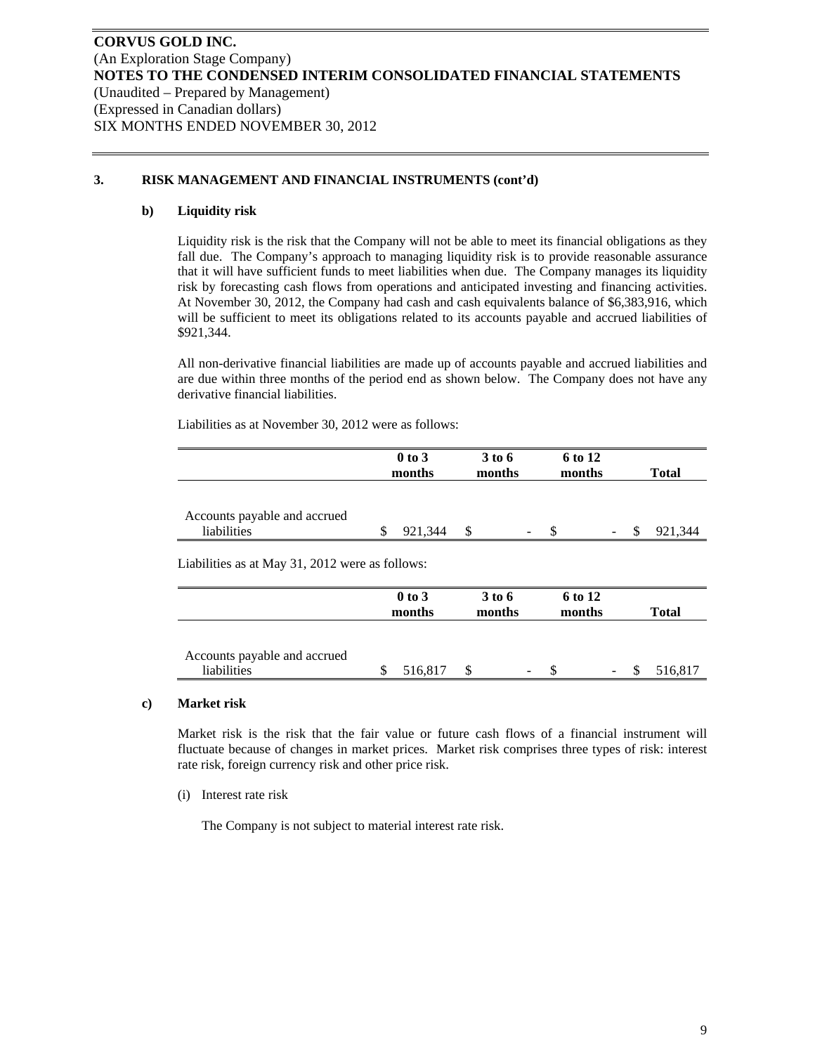**CORVUS GOLD INC.**
(An Exploration Stage Company)
**NOTES TO THE CONDENSED INTERIM CONSOLIDATED FINANCIAL STATEMENTS**
(Unaudited – Prepared by Management)
(Expressed in Canadian dollars)
SIX MONTHS ENDED NOVEMBER 30, 2012

## 3. RISK MANAGEMENT AND FINANCIAL INSTRUMENTS (cont'd)

### b) Liquidity risk

Liquidity risk is the risk that the Company will not be able to meet its financial obligations as they fall due. The Company's approach to managing liquidity risk is to provide reasonable assurance that it will have sufficient funds to meet liabilities when due. The Company manages its liquidity risk by forecasting cash flows from operations and anticipated investing and financing activities. At November 30, 2012, the Company had cash and cash equivalents balance of $6,383,916, which will be sufficient to meet its obligations related to its accounts payable and accrued liabilities of $921,344.

All non-derivative financial liabilities are made up of accounts payable and accrued liabilities and are due within three months of the period end as shown below. The Company does not have any derivative financial liabilities.

Liabilities as at November 30, 2012 were as follows:

| | 0 to 3 months | 3 to 6 months | 6 to 12 months | Total |
|---|---|---|---|---|
| Accounts payable and accrued liabilities | $ 921,344 | $ - | $ - | $ 921,344 |

Liabilities as at May 31, 2012 were as follows:

| | 0 to 3 months | 3 to 6 months | 6 to 12 months | Total |
|---|---|---|---|---|
| Accounts payable and accrued liabilities | $ 516,817 | $ - | $ - | $ 516,817 |

### c) Market risk

Market risk is the risk that the fair value or future cash flows of a financial instrument will fluctuate because of changes in market prices. Market risk comprises three types of risk: interest rate risk, foreign currency risk and other price risk.

(i) Interest rate risk

The Company is not subject to material interest rate risk.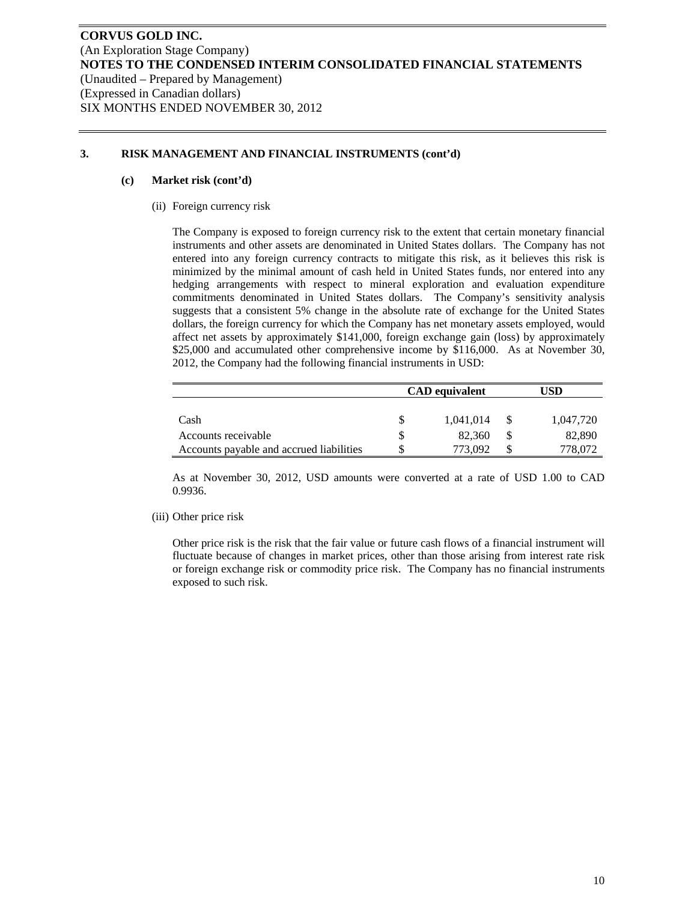**CORVUS GOLD INC.**
(An Exploration Stage Company)
**NOTES TO THE CONDENSED INTERIM CONSOLIDATED FINANCIAL STATEMENTS**
(Unaudited – Prepared by Management)
(Expressed in Canadian dollars)
SIX MONTHS ENDED NOVEMBER 30, 2012

### 3. RISK MANAGEMENT AND FINANCIAL INSTRUMENTS (cont'd)

#### (c) Market risk (cont'd)

(ii) Foreign currency risk

The Company is exposed to foreign currency risk to the extent that certain monetary financial instruments and other assets are denominated in United States dollars. The Company has not entered into any foreign currency contracts to mitigate this risk, as it believes this risk is minimized by the minimal amount of cash held in United States funds, nor entered into any hedging arrangements with respect to mineral exploration and evaluation expenditure commitments denominated in United States dollars. The Company's sensitivity analysis suggests that a consistent 5% change in the absolute rate of exchange for the United States dollars, the foreign currency for which the Company has net monetary assets employed, would affect net assets by approximately $141,000, foreign exchange gain (loss) by approximately $25,000 and accumulated other comprehensive income by $116,000. As at November 30, 2012, the Company had the following financial instruments in USD:

| | CAD equivalent | USD |
|---|---|---|
| Cash | $ 1,041,014 | $ 1,047,720 |
| Accounts receivable | $ 82,360 | $ 82,890 |
| Accounts payable and accrued liabilities | $ 773,092 | $ 778,072 |

As at November 30, 2012, USD amounts were converted at a rate of USD 1.00 to CAD 0.9936.

(iii) Other price risk

Other price risk is the risk that the fair value or future cash flows of a financial instrument will fluctuate because of changes in market prices, other than those arising from interest rate risk or foreign exchange risk or commodity price risk. The Company has no financial instruments exposed to such risk.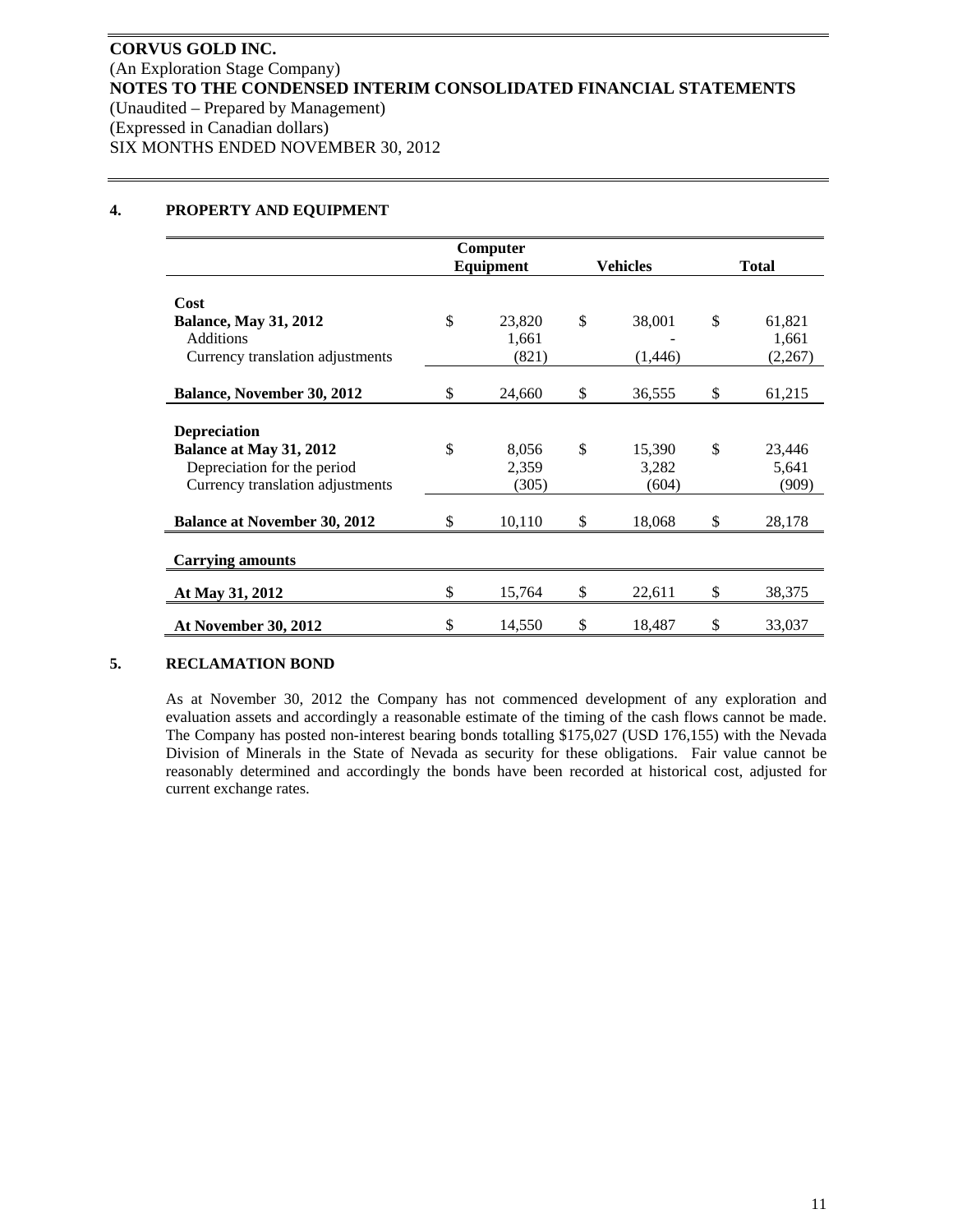**CORVUS GOLD INC.**
(An Exploration Stage Company)
**NOTES TO THE CONDENSED INTERIM CONSOLIDATED FINANCIAL STATEMENTS**
(Unaudited – Prepared by Management)
(Expressed in Canadian dollars)
SIX MONTHS ENDED NOVEMBER 30, 2012

## 4. PROPERTY AND EQUIPMENT

| | Computer Equipment | Vehicles | Total |
|---|---|---|---|
| **Cost** | | | |
| **Balance, May 31, 2012** | $ 23,820 | $ 38,001 | $ 61,821 |
| Additions | 1,661 | - | 1,661 |
| Currency translation adjustments | (821) | (1,446) | (2,267) |
| **Balance, November 30, 2012** | $ 24,660 | $ 36,555 | $ 61,215 |
| **Depreciation** | | | |
| **Balance at May 31, 2012** | $ 8,056 | $ 15,390 | $ 23,446 |
| Depreciation for the period | 2,359 | 3,282 | 5,641 |
| Currency translation adjustments | (305) | (604) | (909) |
| **Balance at November 30, 2012** | $ 10,110 | $ 18,068 | $ 28,178 |
| **Carrying amounts** | | | |
| **At May 31, 2012** | $ 15,764 | $ 22,611 | $ 38,375 |
| **At November 30, 2012** | $ 14,550 | $ 18,487 | $ 33,037 |

## 5. RECLAMATION BOND

As at November 30, 2012 the Company has not commenced development of any exploration and evaluation assets and accordingly a reasonable estimate of the timing of the cash flows cannot be made. The Company has posted non-interest bearing bonds totalling $175,027 (USD 176,155) with the Nevada Division of Minerals in the State of Nevada as security for these obligations. Fair value cannot be reasonably determined and accordingly the bonds have been recorded at historical cost, adjusted for current exchange rates.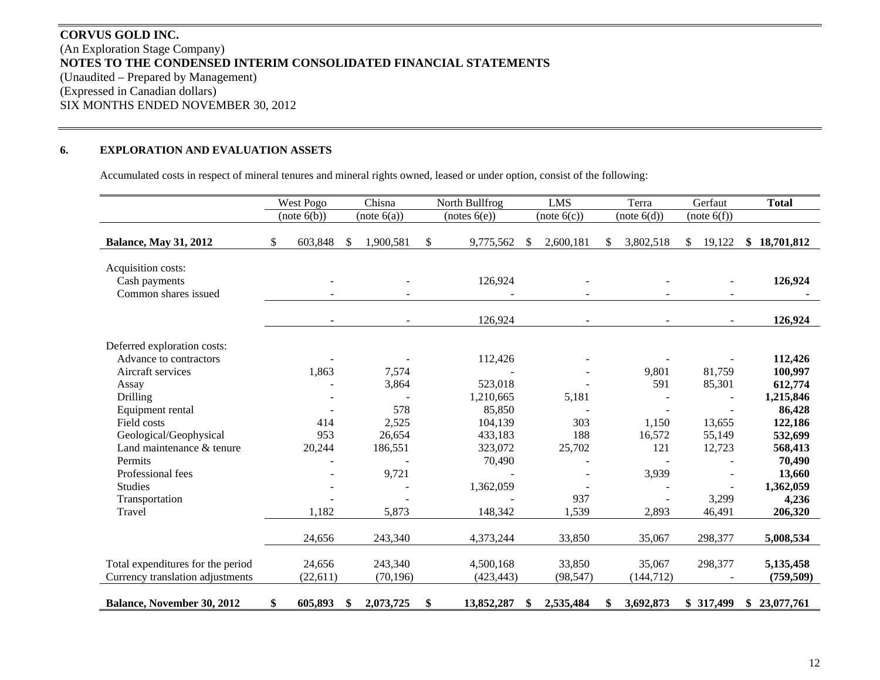**CORVUS GOLD INC.**
(An Exploration Stage Company)
**NOTES TO THE CONDENSED INTERIM CONSOLIDATED FINANCIAL STATEMENTS**
(Unaudited – Prepared by Management)
(Expressed in Canadian dollars)
SIX MONTHS ENDED NOVEMBER 30, 2012

## 6. EXPLORATION AND EVALUATION ASSETS

Accumulated costs in respect of mineral tenures and mineral rights owned, leased or under option, consist of the following:

| | West Pogo (note 6(b)) | Chisna (note 6(a)) | North Bullfrog (notes 6(e)) | LMS (note 6(c)) | Terra (note 6(d)) | Gerfaut (note 6(f)) | **Total** |
|---|---|---|---|---|---|---|---|
| **Balance, May 31, 2012** | $ 603,848 | $ 1,900,581 | $ 9,775,562 | $ 2,600,181 | $ 3,802,518 | $ 19,122 | **$ 18,701,812** |
| Acquisition costs: | | | | | | | |
| Cash payments | - | - | 126,924 | - | - | - | **126,924** |
| Common shares issued | - | - | - | - | - | - | **-** |
| | - | - | 126,924 | - | - | - | **126,924** |
| Deferred exploration costs: | | | | | | | |
| Advance to contractors | - | - | 112,426 | - | - | - | **112,426** |
| Aircraft services | 1,863 | 7,574 | - | - | 9,801 | 81,759 | **100,997** |
| Assay | - | 3,864 | 523,018 | - | 591 | 85,301 | **612,774** |
| Drilling | - | - | 1,210,665 | 5,181 | - | - | **1,215,846** |
| Equipment rental | - | 578 | 85,850 | - | - | - | **86,428** |
| Field costs | 414 | 2,525 | 104,139 | 303 | 1,150 | 13,655 | **122,186** |
| Geological/Geophysical | 953 | 26,654 | 433,183 | 188 | 16,572 | 55,149 | **532,699** |
| Land maintenance & tenure | 20,244 | 186,551 | 323,072 | 25,702 | 121 | 12,723 | **568,413** |
| Permits | - | - | 70,490 | - | - | - | **70,490** |
| Professional fees | - | 9,721 | - | - | 3,939 | - | **13,660** |
| Studies | - | - | 1,362,059 | - | - | - | **1,362,059** |
| Transportation | - | - | - | 937 | - | 3,299 | **4,236** |
| Travel | 1,182 | 5,873 | 148,342 | 1,539 | 2,893 | 46,491 | **206,320** |
| | 24,656 | 243,340 | 4,373,244 | 33,850 | 35,067 | 298,377 | **5,008,534** |
| Total expenditures for the period | 24,656 | 243,340 | 4,500,168 | 33,850 | 35,067 | 298,377 | **5,135,458** |
| Currency translation adjustments | (22,611) | (70,196) | (423,443) | (98,547) | (144,712) | - | **(759,509)** |
| **Balance, November 30, 2012** | **$ 605,893** | **$ 2,073,725** | **$ 13,852,287** | **$ 2,535,484** | **$ 3,692,873** | **$ 317,499** | **$ 23,077,761** |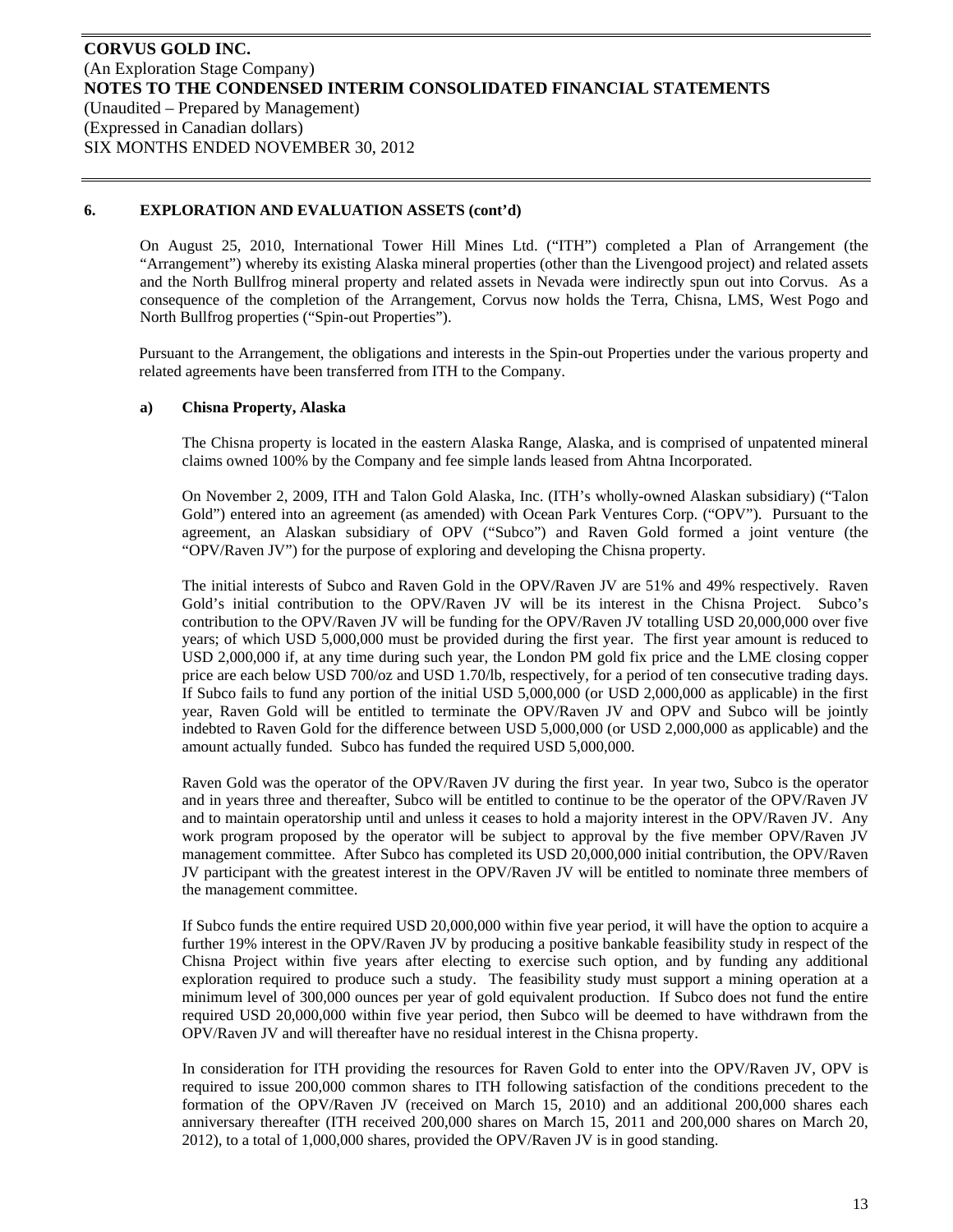## 6. EXPLORATION AND EVALUATION ASSETS (cont'd)

On August 25, 2010, International Tower Hill Mines Ltd. ("ITH") completed a Plan of Arrangement (the "Arrangement") whereby its existing Alaska mineral properties (other than the Livengood project) and related assets and the North Bullfrog mineral property and related assets in Nevada were indirectly spun out into Corvus. As a consequence of the completion of the Arrangement, Corvus now holds the Terra, Chisna, LMS, West Pogo and North Bullfrog properties ("Spin-out Properties").

Pursuant to the Arrangement, the obligations and interests in the Spin-out Properties under the various property and related agreements have been transferred from ITH to the Company.

### a) Chisna Property, Alaska

The Chisna property is located in the eastern Alaska Range, Alaska, and is comprised of unpatented mineral claims owned 100% by the Company and fee simple lands leased from Ahtna Incorporated.

On November 2, 2009, ITH and Talon Gold Alaska, Inc. (ITH's wholly-owned Alaskan subsidiary) ("Talon Gold") entered into an agreement (as amended) with Ocean Park Ventures Corp. ("OPV"). Pursuant to the agreement, an Alaskan subsidiary of OPV ("Subco") and Raven Gold formed a joint venture (the "OPV/Raven JV") for the purpose of exploring and developing the Chisna property.

The initial interests of Subco and Raven Gold in the OPV/Raven JV are 51% and 49% respectively. Raven Gold's initial contribution to the OPV/Raven JV will be its interest in the Chisna Project. Subco's contribution to the OPV/Raven JV will be funding for the OPV/Raven JV totalling USD 20,000,000 over five years; of which USD 5,000,000 must be provided during the first year. The first year amount is reduced to USD 2,000,000 if, at any time during such year, the London PM gold fix price and the LME closing copper price are each below USD 700/oz and USD 1.70/lb, respectively, for a period of ten consecutive trading days. If Subco fails to fund any portion of the initial USD 5,000,000 (or USD 2,000,000 as applicable) in the first year, Raven Gold will be entitled to terminate the OPV/Raven JV and OPV and Subco will be jointly indebted to Raven Gold for the difference between USD 5,000,000 (or USD 2,000,000 as applicable) and the amount actually funded. Subco has funded the required USD 5,000,000.

Raven Gold was the operator of the OPV/Raven JV during the first year. In year two, Subco is the operator and in years three and thereafter, Subco will be entitled to continue to be the operator of the OPV/Raven JV and to maintain operatorship until and unless it ceases to hold a majority interest in the OPV/Raven JV. Any work program proposed by the operator will be subject to approval by the five member OPV/Raven JV management committee. After Subco has completed its USD 20,000,000 initial contribution, the OPV/Raven JV participant with the greatest interest in the OPV/Raven JV will be entitled to nominate three members of the management committee.

If Subco funds the entire required USD 20,000,000 within five year period, it will have the option to acquire a further 19% interest in the OPV/Raven JV by producing a positive bankable feasibility study in respect of the Chisna Project within five years after electing to exercise such option, and by funding any additional exploration required to produce such a study. The feasibility study must support a mining operation at a minimum level of 300,000 ounces per year of gold equivalent production. If Subco does not fund the entire required USD 20,000,000 within five year period, then Subco will be deemed to have withdrawn from the OPV/Raven JV and will thereafter have no residual interest in the Chisna property.

In consideration for ITH providing the resources for Raven Gold to enter into the OPV/Raven JV, OPV is required to issue 200,000 common shares to ITH following satisfaction of the conditions precedent to the formation of the OPV/Raven JV (received on March 15, 2010) and an additional 200,000 shares each anniversary thereafter (ITH received 200,000 shares on March 15, 2011 and 200,000 shares on March 20, 2012), to a total of 1,000,000 shares, provided the OPV/Raven JV is in good standing.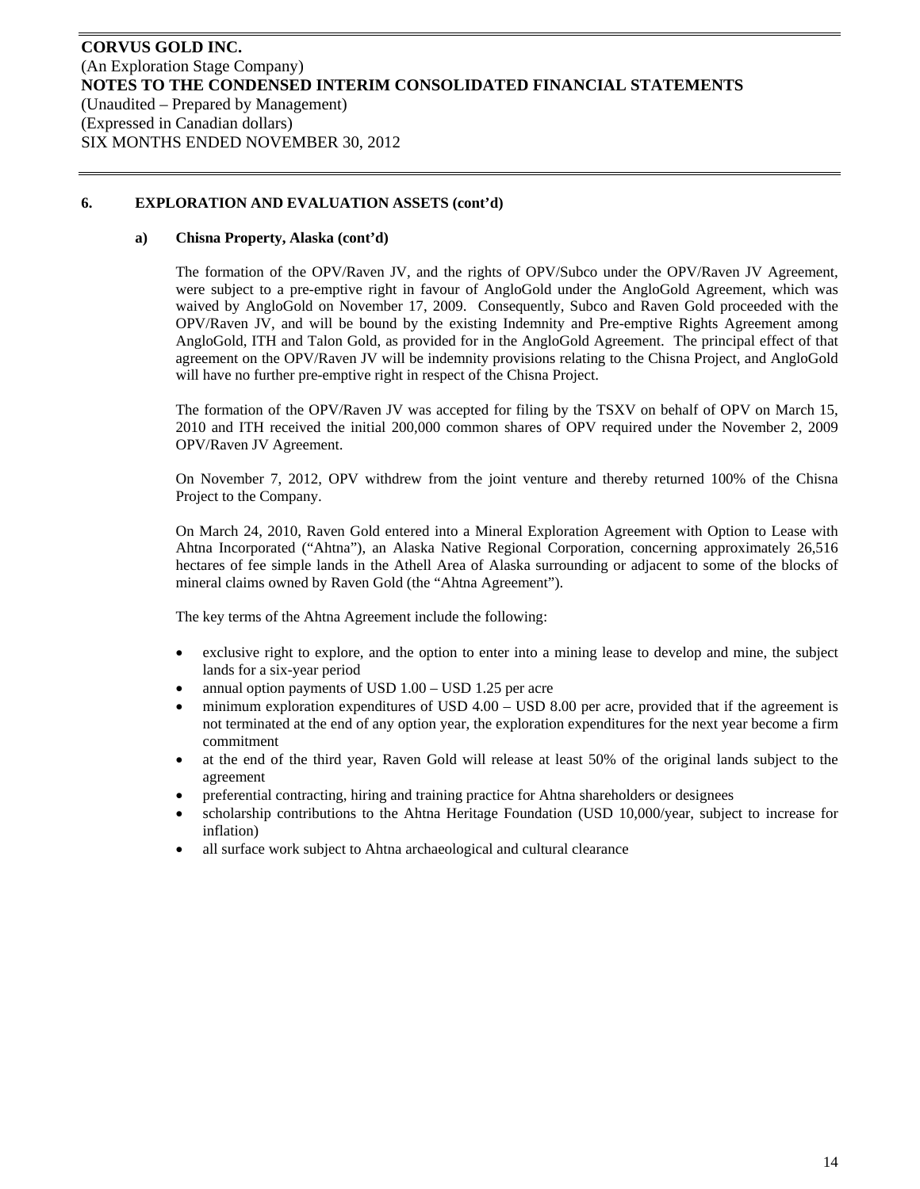## 6. EXPLORATION AND EVALUATION ASSETS (cont'd)

### a) Chisna Property, Alaska (cont'd)

The formation of the OPV/Raven JV, and the rights of OPV/Subco under the OPV/Raven JV Agreement, were subject to a pre-emptive right in favour of AngloGold under the AngloGold Agreement, which was waived by AngloGold on November 17, 2009. Consequently, Subco and Raven Gold proceeded with the OPV/Raven JV, and will be bound by the existing Indemnity and Pre-emptive Rights Agreement among AngloGold, ITH and Talon Gold, as provided for in the AngloGold Agreement. The principal effect of that agreement on the OPV/Raven JV will be indemnity provisions relating to the Chisna Project, and AngloGold will have no further pre-emptive right in respect of the Chisna Project.

The formation of the OPV/Raven JV was accepted for filing by the TSXV on behalf of OPV on March 15, 2010 and ITH received the initial 200,000 common shares of OPV required under the November 2, 2009 OPV/Raven JV Agreement.

On November 7, 2012, OPV withdrew from the joint venture and thereby returned 100% of the Chisna Project to the Company.

On March 24, 2010, Raven Gold entered into a Mineral Exploration Agreement with Option to Lease with Ahtna Incorporated ("Ahtna"), an Alaska Native Regional Corporation, concerning approximately 26,516 hectares of fee simple lands in the Athell Area of Alaska surrounding or adjacent to some of the blocks of mineral claims owned by Raven Gold (the "Ahtna Agreement").

The key terms of the Ahtna Agreement include the following:

- exclusive right to explore, and the option to enter into a mining lease to develop and mine, the subject lands for a six-year period
- annual option payments of USD 1.00 – USD 1.25 per acre
- minimum exploration expenditures of USD 4.00 – USD 8.00 per acre, provided that if the agreement is not terminated at the end of any option year, the exploration expenditures for the next year become a firm commitment
- at the end of the third year, Raven Gold will release at least 50% of the original lands subject to the agreement
- preferential contracting, hiring and training practice for Ahtna shareholders or designees
- scholarship contributions to the Ahtna Heritage Foundation (USD 10,000/year, subject to increase for inflation)
- all surface work subject to Ahtna archaeological and cultural clearance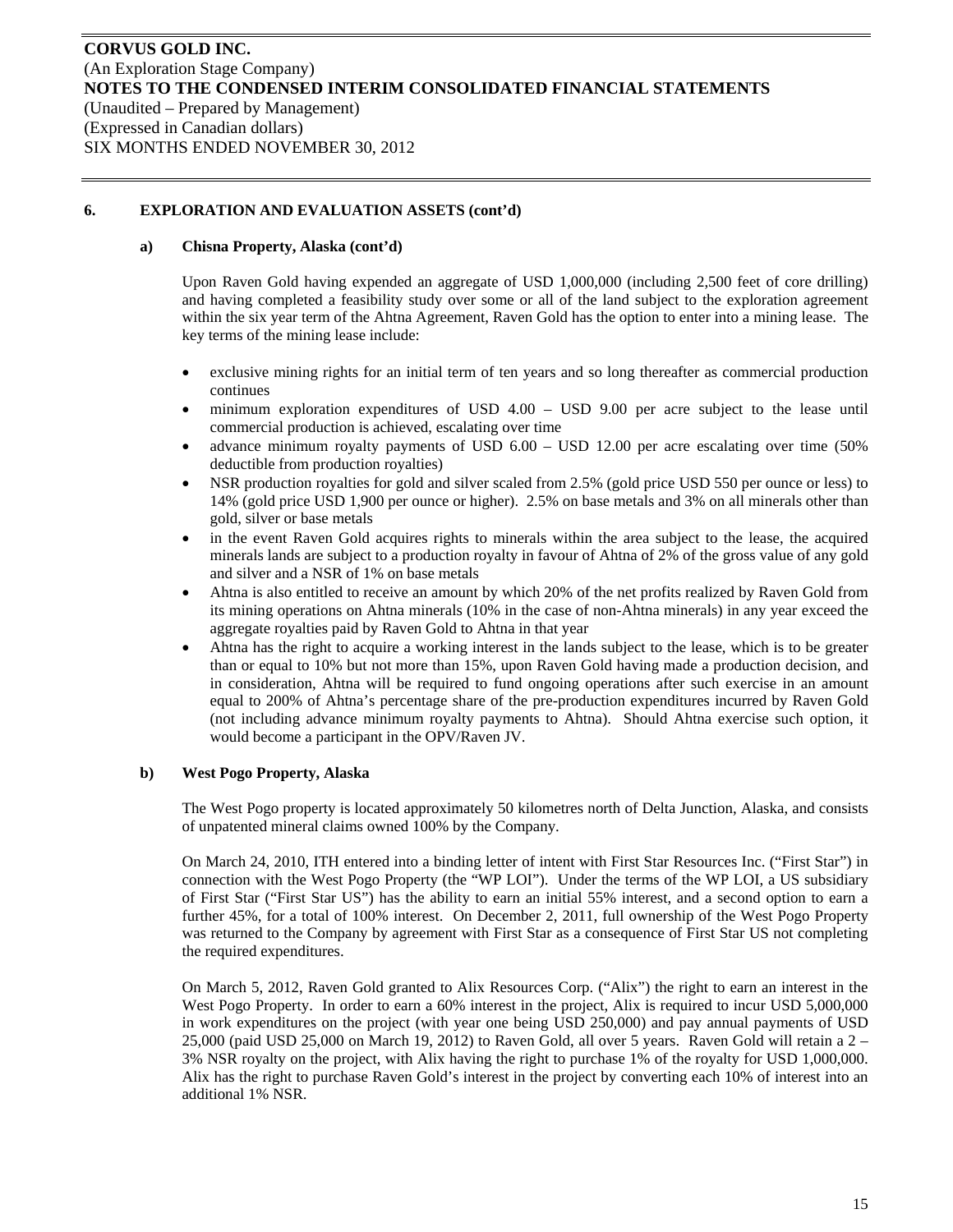## 6. EXPLORATION AND EVALUATION ASSETS (cont'd)

### a) Chisna Property, Alaska (cont'd)

Upon Raven Gold having expended an aggregate of USD 1,000,000 (including 2,500 feet of core drilling) and having completed a feasibility study over some or all of the land subject to the exploration agreement within the six year term of the Ahtna Agreement, Raven Gold has the option to enter into a mining lease. The key terms of the mining lease include:

- exclusive mining rights for an initial term of ten years and so long thereafter as commercial production continues
- minimum exploration expenditures of USD 4.00 – USD 9.00 per acre subject to the lease until commercial production is achieved, escalating over time
- advance minimum royalty payments of USD 6.00 – USD 12.00 per acre escalating over time (50% deductible from production royalties)
- NSR production royalties for gold and silver scaled from 2.5% (gold price USD 550 per ounce or less) to 14% (gold price USD 1,900 per ounce or higher). 2.5% on base metals and 3% on all minerals other than gold, silver or base metals
- in the event Raven Gold acquires rights to minerals within the area subject to the lease, the acquired minerals lands are subject to a production royalty in favour of Ahtna of 2% of the gross value of any gold and silver and a NSR of 1% on base metals
- Ahtna is also entitled to receive an amount by which 20% of the net profits realized by Raven Gold from its mining operations on Ahtna minerals (10% in the case of non-Ahtna minerals) in any year exceed the aggregate royalties paid by Raven Gold to Ahtna in that year
- Ahtna has the right to acquire a working interest in the lands subject to the lease, which is to be greater than or equal to 10% but not more than 15%, upon Raven Gold having made a production decision, and in consideration, Ahtna will be required to fund ongoing operations after such exercise in an amount equal to 200% of Ahtna's percentage share of the pre-production expenditures incurred by Raven Gold (not including advance minimum royalty payments to Ahtna). Should Ahtna exercise such option, it would become a participant in the OPV/Raven JV.

### b) West Pogo Property, Alaska

The West Pogo property is located approximately 50 kilometres north of Delta Junction, Alaska, and consists of unpatented mineral claims owned 100% by the Company.

On March 24, 2010, ITH entered into a binding letter of intent with First Star Resources Inc. ("First Star") in connection with the West Pogo Property (the "WP LOI"). Under the terms of the WP LOI, a US subsidiary of First Star ("First Star US") has the ability to earn an initial 55% interest, and a second option to earn a further 45%, for a total of 100% interest. On December 2, 2011, full ownership of the West Pogo Property was returned to the Company by agreement with First Star as a consequence of First Star US not completing the required expenditures.

On March 5, 2012, Raven Gold granted to Alix Resources Corp. ("Alix") the right to earn an interest in the West Pogo Property. In order to earn a 60% interest in the project, Alix is required to incur USD 5,000,000 in work expenditures on the project (with year one being USD 250,000) and pay annual payments of USD 25,000 (paid USD 25,000 on March 19, 2012) to Raven Gold, all over 5 years. Raven Gold will retain a 2 – 3% NSR royalty on the project, with Alix having the right to purchase 1% of the royalty for USD 1,000,000. Alix has the right to purchase Raven Gold's interest in the project by converting each 10% of interest into an additional 1% NSR.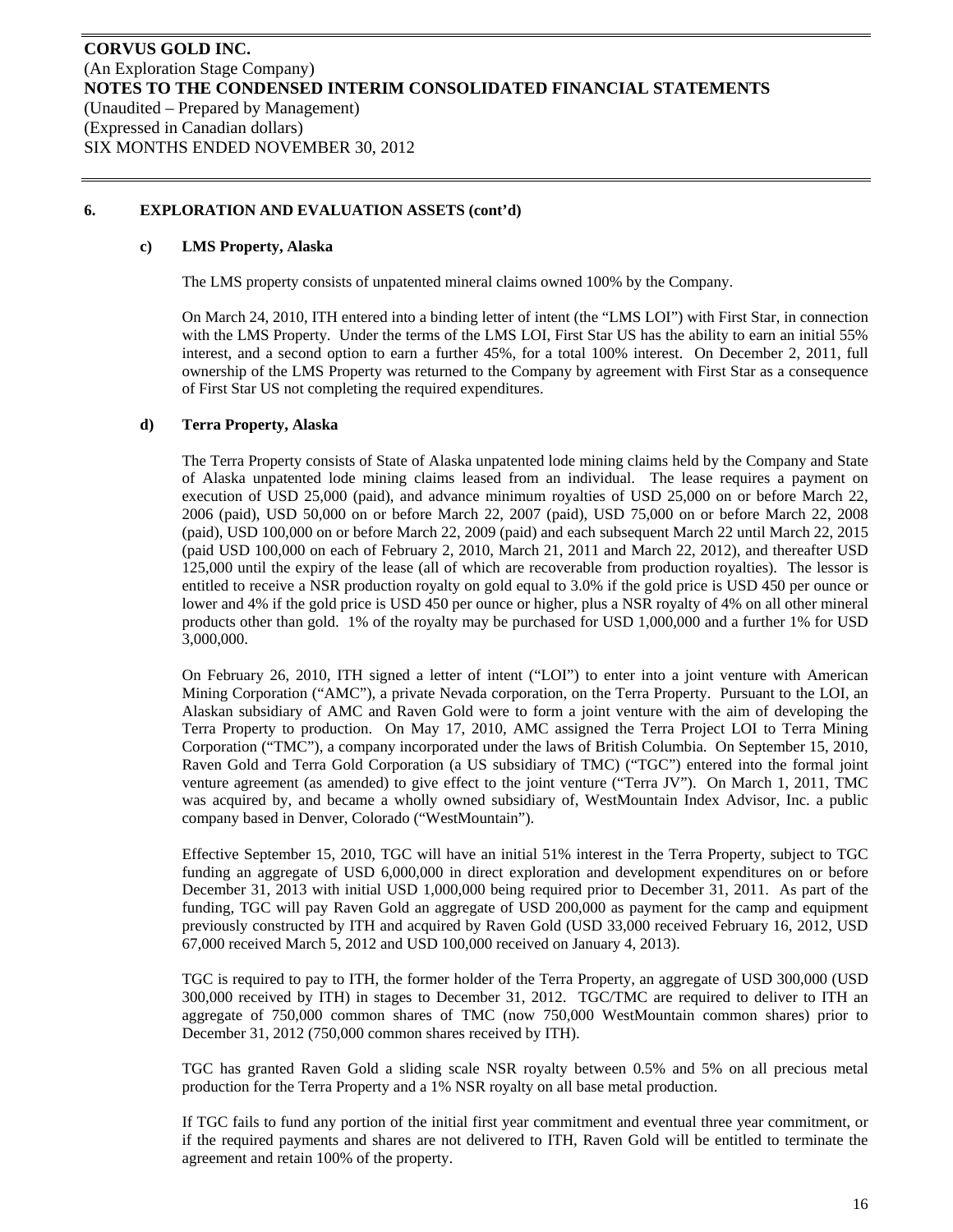## 6. EXPLORATION AND EVALUATION ASSETS (cont'd)

### c) LMS Property, Alaska

The LMS property consists of unpatented mineral claims owned 100% by the Company.

On March 24, 2010, ITH entered into a binding letter of intent (the "LMS LOI") with First Star, in connection with the LMS Property. Under the terms of the LMS LOI, First Star US has the ability to earn an initial 55% interest, and a second option to earn a further 45%, for a total 100% interest. On December 2, 2011, full ownership of the LMS Property was returned to the Company by agreement with First Star as a consequence of First Star US not completing the required expenditures.

### d) Terra Property, Alaska

The Terra Property consists of State of Alaska unpatented lode mining claims held by the Company and State of Alaska unpatented lode mining claims leased from an individual. The lease requires a payment on execution of USD 25,000 (paid), and advance minimum royalties of USD 25,000 on or before March 22, 2006 (paid), USD 50,000 on or before March 22, 2007 (paid), USD 75,000 on or before March 22, 2008 (paid), USD 100,000 on or before March 22, 2009 (paid) and each subsequent March 22 until March 22, 2015 (paid USD 100,000 on each of February 2, 2010, March 21, 2011 and March 22, 2012), and thereafter USD 125,000 until the expiry of the lease (all of which are recoverable from production royalties). The lessor is entitled to receive a NSR production royalty on gold equal to 3.0% if the gold price is USD 450 per ounce or lower and 4% if the gold price is USD 450 per ounce or higher, plus a NSR royalty of 4% on all other mineral products other than gold. 1% of the royalty may be purchased for USD 1,000,000 and a further 1% for USD 3,000,000.

On February 26, 2010, ITH signed a letter of intent ("LOI") to enter into a joint venture with American Mining Corporation ("AMC"), a private Nevada corporation, on the Terra Property. Pursuant to the LOI, an Alaskan subsidiary of AMC and Raven Gold were to form a joint venture with the aim of developing the Terra Property to production. On May 17, 2010, AMC assigned the Terra Project LOI to Terra Mining Corporation ("TMC"), a company incorporated under the laws of British Columbia. On September 15, 2010, Raven Gold and Terra Gold Corporation (a US subsidiary of TMC) ("TGC") entered into the formal joint venture agreement (as amended) to give effect to the joint venture ("Terra JV"). On March 1, 2011, TMC was acquired by, and became a wholly owned subsidiary of, WestMountain Index Advisor, Inc. a public company based in Denver, Colorado ("WestMountain").

Effective September 15, 2010, TGC will have an initial 51% interest in the Terra Property, subject to TGC funding an aggregate of USD 6,000,000 in direct exploration and development expenditures on or before December 31, 2013 with initial USD 1,000,000 being required prior to December 31, 2011. As part of the funding, TGC will pay Raven Gold an aggregate of USD 200,000 as payment for the camp and equipment previously constructed by ITH and acquired by Raven Gold (USD 33,000 received February 16, 2012, USD 67,000 received March 5, 2012 and USD 100,000 received on January 4, 2013).

TGC is required to pay to ITH, the former holder of the Terra Property, an aggregate of USD 300,000 (USD 300,000 received by ITH) in stages to December 31, 2012. TGC/TMC are required to deliver to ITH an aggregate of 750,000 common shares of TMC (now 750,000 WestMountain common shares) prior to December 31, 2012 (750,000 common shares received by ITH).

TGC has granted Raven Gold a sliding scale NSR royalty between 0.5% and 5% on all precious metal production for the Terra Property and a 1% NSR royalty on all base metal production.

If TGC fails to fund any portion of the initial first year commitment and eventual three year commitment, or if the required payments and shares are not delivered to ITH, Raven Gold will be entitled to terminate the agreement and retain 100% of the property.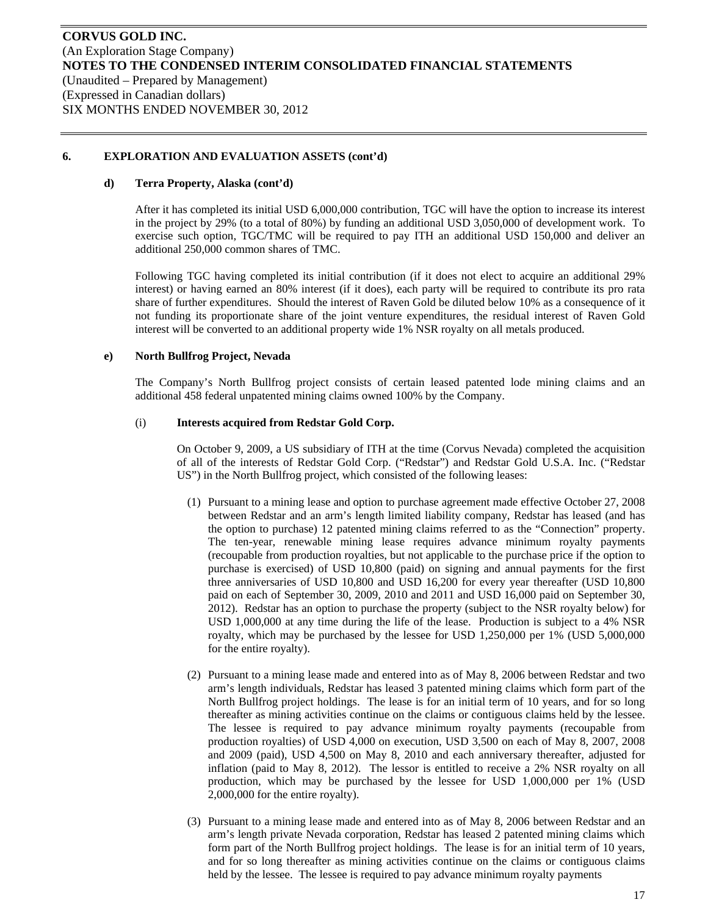## 6. EXPLORATION AND EVALUATION ASSETS (cont'd)

### d) Terra Property, Alaska (cont'd)

After it has completed its initial USD 6,000,000 contribution, TGC will have the option to increase its interest in the project by 29% (to a total of 80%) by funding an additional USD 3,050,000 of development work. To exercise such option, TGC/TMC will be required to pay ITH an additional USD 150,000 and deliver an additional 250,000 common shares of TMC.

Following TGC having completed its initial contribution (if it does not elect to acquire an additional 29% interest) or having earned an 80% interest (if it does), each party will be required to contribute its pro rata share of further expenditures. Should the interest of Raven Gold be diluted below 10% as a consequence of it not funding its proportionate share of the joint venture expenditures, the residual interest of Raven Gold interest will be converted to an additional property wide 1% NSR royalty on all metals produced.

### e) North Bullfrog Project, Nevada

The Company's North Bullfrog project consists of certain leased patented lode mining claims and an additional 458 federal unpatented mining claims owned 100% by the Company.

#### (i) Interests acquired from Redstar Gold Corp.

On October 9, 2009, a US subsidiary of ITH at the time (Corvus Nevada) completed the acquisition of all of the interests of Redstar Gold Corp. ("Redstar") and Redstar Gold U.S.A. Inc. ("Redstar US") in the North Bullfrog project, which consisted of the following leases:

(1) Pursuant to a mining lease and option to purchase agreement made effective October 27, 2008 between Redstar and an arm's length limited liability company, Redstar has leased (and has the option to purchase) 12 patented mining claims referred to as the "Connection" property. The ten-year, renewable mining lease requires advance minimum royalty payments (recoupable from production royalties, but not applicable to the purchase price if the option to purchase is exercised) of USD 10,800 (paid) on signing and annual payments for the first three anniversaries of USD 10,800 and USD 16,200 for every year thereafter (USD 10,800 paid on each of September 30, 2009, 2010 and 2011 and USD 16,000 paid on September 30, 2012). Redstar has an option to purchase the property (subject to the NSR royalty below) for USD 1,000,000 at any time during the life of the lease. Production is subject to a 4% NSR royalty, which may be purchased by the lessee for USD 1,250,000 per 1% (USD 5,000,000 for the entire royalty).

(2) Pursuant to a mining lease made and entered into as of May 8, 2006 between Redstar and two arm's length individuals, Redstar has leased 3 patented mining claims which form part of the North Bullfrog project holdings. The lease is for an initial term of 10 years, and for so long thereafter as mining activities continue on the claims or contiguous claims held by the lessee. The lessee is required to pay advance minimum royalty payments (recoupable from production royalties) of USD 4,000 on execution, USD 3,500 on each of May 8, 2007, 2008 and 2009 (paid), USD 4,500 on May 8, 2010 and each anniversary thereafter, adjusted for inflation (paid to May 8, 2012). The lessor is entitled to receive a 2% NSR royalty on all production, which may be purchased by the lessee for USD 1,000,000 per 1% (USD 2,000,000 for the entire royalty).

(3) Pursuant to a mining lease made and entered into as of May 8, 2006 between Redstar and an arm's length private Nevada corporation, Redstar has leased 2 patented mining claims which form part of the North Bullfrog project holdings. The lease is for an initial term of 10 years, and for so long thereafter as mining activities continue on the claims or contiguous claims held by the lessee. The lessee is required to pay advance minimum royalty payments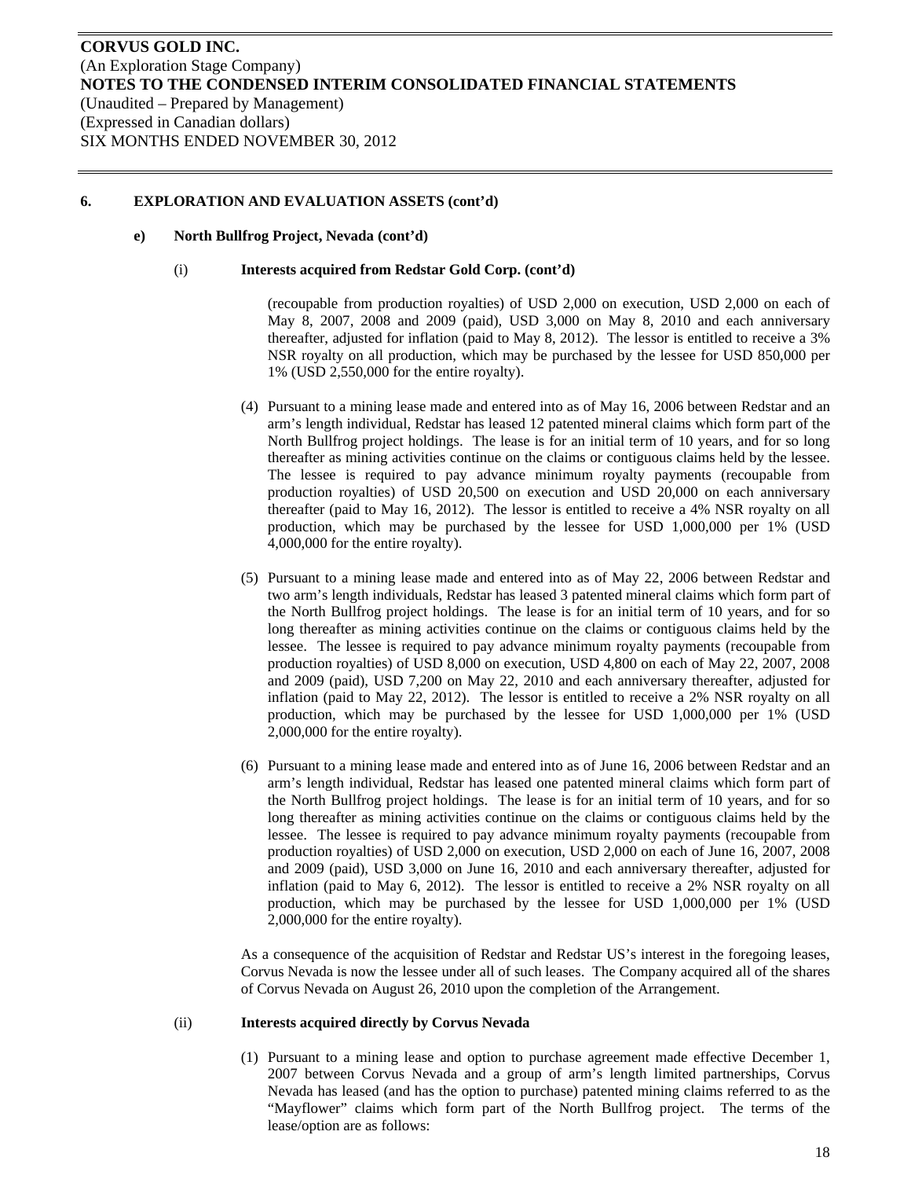## 6. EXPLORATION AND EVALUATION ASSETS (cont'd)

### e) North Bullfrog Project, Nevada (cont'd)

#### (i) Interests acquired from Redstar Gold Corp. (cont'd)

(recoupable from production royalties) of USD 2,000 on execution, USD 2,000 on each of May 8, 2007, 2008 and 2009 (paid), USD 3,000 on May 8, 2010 and each anniversary thereafter, adjusted for inflation (paid to May 8, 2012). The lessor is entitled to receive a 3% NSR royalty on all production, which may be purchased by the lessee for USD 850,000 per 1% (USD 2,550,000 for the entire royalty).

(4) Pursuant to a mining lease made and entered into as of May 16, 2006 between Redstar and an arm's length individual, Redstar has leased 12 patented mineral claims which form part of the North Bullfrog project holdings. The lease is for an initial term of 10 years, and for so long thereafter as mining activities continue on the claims or contiguous claims held by the lessee. The lessee is required to pay advance minimum royalty payments (recoupable from production royalties) of USD 20,500 on execution and USD 20,000 on each anniversary thereafter (paid to May 16, 2012). The lessor is entitled to receive a 4% NSR royalty on all production, which may be purchased by the lessee for USD 1,000,000 per 1% (USD 4,000,000 for the entire royalty).

(5) Pursuant to a mining lease made and entered into as of May 22, 2006 between Redstar and two arm's length individuals, Redstar has leased 3 patented mineral claims which form part of the North Bullfrog project holdings. The lease is for an initial term of 10 years, and for so long thereafter as mining activities continue on the claims or contiguous claims held by the lessee. The lessee is required to pay advance minimum royalty payments (recoupable from production royalties) of USD 8,000 on execution, USD 4,800 on each of May 22, 2007, 2008 and 2009 (paid), USD 7,200 on May 22, 2010 and each anniversary thereafter, adjusted for inflation (paid to May 22, 2012). The lessor is entitled to receive a 2% NSR royalty on all production, which may be purchased by the lessee for USD 1,000,000 per 1% (USD 2,000,000 for the entire royalty).

(6) Pursuant to a mining lease made and entered into as of June 16, 2006 between Redstar and an arm's length individual, Redstar has leased one patented mineral claims which form part of the North Bullfrog project holdings. The lease is for an initial term of 10 years, and for so long thereafter as mining activities continue on the claims or contiguous claims held by the lessee. The lessee is required to pay advance minimum royalty payments (recoupable from production royalties) of USD 2,000 on execution, USD 2,000 on each of June 16, 2007, 2008 and 2009 (paid), USD 3,000 on June 16, 2010 and each anniversary thereafter, adjusted for inflation (paid to May 6, 2012). The lessor is entitled to receive a 2% NSR royalty on all production, which may be purchased by the lessee for USD 1,000,000 per 1% (USD 2,000,000 for the entire royalty).

As a consequence of the acquisition of Redstar and Redstar US's interest in the foregoing leases, Corvus Nevada is now the lessee under all of such leases. The Company acquired all of the shares of Corvus Nevada on August 26, 2010 upon the completion of the Arrangement.

#### (ii) Interests acquired directly by Corvus Nevada

(1) Pursuant to a mining lease and option to purchase agreement made effective December 1, 2007 between Corvus Nevada and a group of arm's length limited partnerships, Corvus Nevada has leased (and has the option to purchase) patented mining claims referred to as the "Mayflower" claims which form part of the North Bullfrog project. The terms of the lease/option are as follows: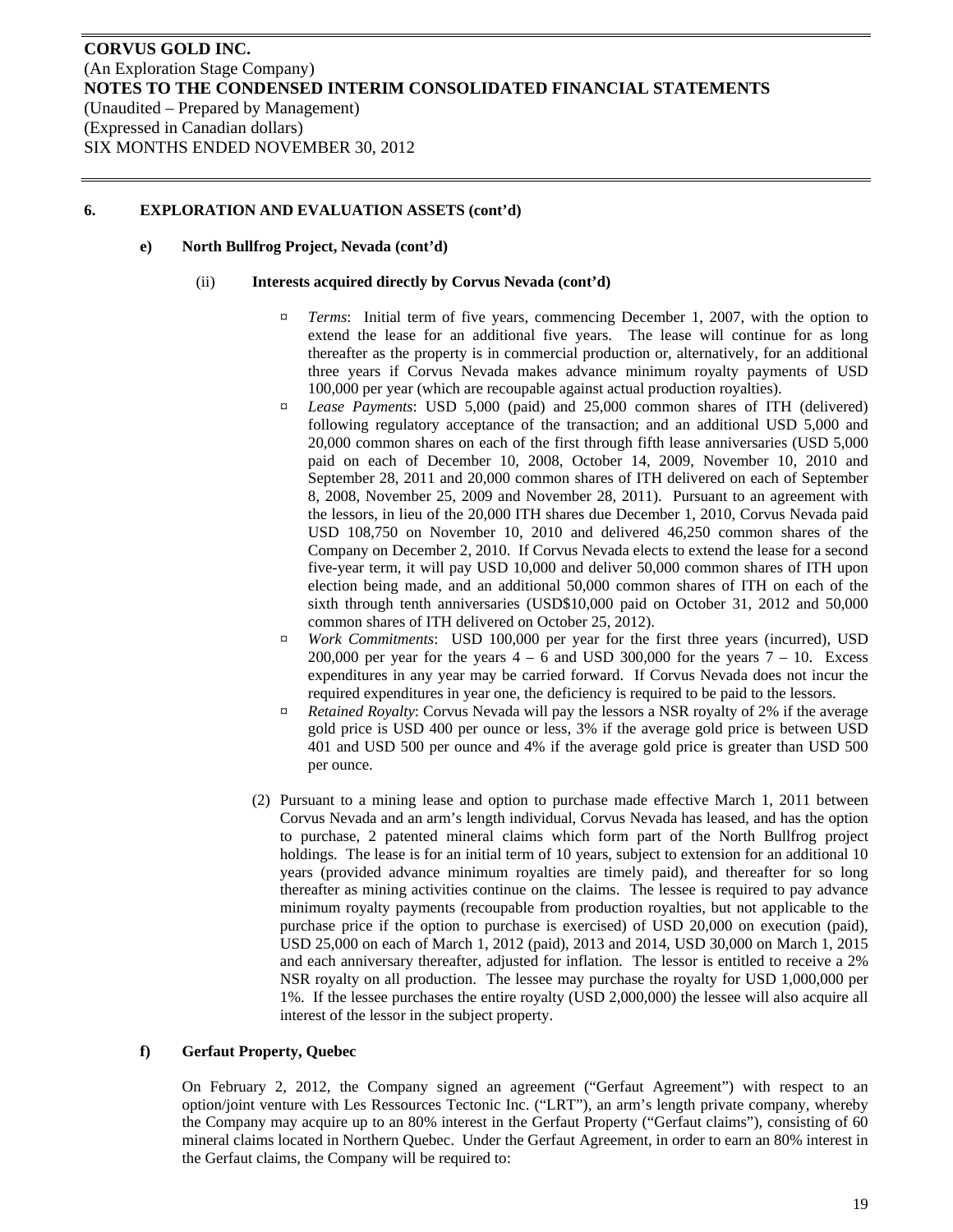## 6. EXPLORATION AND EVALUATION ASSETS (cont'd)

### e) North Bullfrog Project, Nevada (cont'd)

#### (ii) Interests acquired directly by Corvus Nevada (cont'd)

- *Terms*: Initial term of five years, commencing December 1, 2007, with the option to extend the lease for an additional five years. The lease will continue for as long thereafter as the property is in commercial production or, alternatively, for an additional three years if Corvus Nevada makes advance minimum royalty payments of USD 100,000 per year (which are recoupable against actual production royalties).
- *Lease Payments*: USD 5,000 (paid) and 25,000 common shares of ITH (delivered) following regulatory acceptance of the transaction; and an additional USD 5,000 and 20,000 common shares on each of the first through fifth lease anniversaries (USD 5,000 paid on each of December 10, 2008, October 14, 2009, November 10, 2010 and September 28, 2011 and 20,000 common shares of ITH delivered on each of September 8, 2008, November 25, 2009 and November 28, 2011). Pursuant to an agreement with the lessors, in lieu of the 20,000 ITH shares due December 1, 2010, Corvus Nevada paid USD 108,750 on November 10, 2010 and delivered 46,250 common shares of the Company on December 2, 2010. If Corvus Nevada elects to extend the lease for a second five-year term, it will pay USD 10,000 and deliver 50,000 common shares of ITH upon election being made, and an additional 50,000 common shares of ITH on each of the sixth through tenth anniversaries (USD$10,000 paid on October 31, 2012 and 50,000 common shares of ITH delivered on October 25, 2012).
- *Work Commitments*: USD 100,000 per year for the first three years (incurred), USD 200,000 per year for the years 4 – 6 and USD 300,000 for the years 7 – 10. Excess expenditures in any year may be carried forward. If Corvus Nevada does not incur the required expenditures in year one, the deficiency is required to be paid to the lessors.
- *Retained Royalty*: Corvus Nevada will pay the lessors a NSR royalty of 2% if the average gold price is USD 400 per ounce or less, 3% if the average gold price is between USD 401 and USD 500 per ounce and 4% if the average gold price is greater than USD 500 per ounce.

(2) Pursuant to a mining lease and option to purchase made effective March 1, 2011 between Corvus Nevada and an arm's length individual, Corvus Nevada has leased, and has the option to purchase, 2 patented mineral claims which form part of the North Bullfrog project holdings. The lease is for an initial term of 10 years, subject to extension for an additional 10 years (provided advance minimum royalties are timely paid), and thereafter for so long thereafter as mining activities continue on the claims. The lessee is required to pay advance minimum royalty payments (recoupable from production royalties, but not applicable to the purchase price if the option to purchase is exercised) of USD 20,000 on execution (paid), USD 25,000 on each of March 1, 2012 (paid), 2013 and 2014, USD 30,000 on March 1, 2015 and each anniversary thereafter, adjusted for inflation. The lessor is entitled to receive a 2% NSR royalty on all production. The lessee may purchase the royalty for USD 1,000,000 per 1%. If the lessee purchases the entire royalty (USD 2,000,000) the lessee will also acquire all interest of the lessor in the subject property.

### f) Gerfaut Property, Quebec

On February 2, 2012, the Company signed an agreement ("Gerfaut Agreement") with respect to an option/joint venture with Les Ressources Tectonic Inc. ("LRT"), an arm's length private company, whereby the Company may acquire up to an 80% interest in the Gerfaut Property ("Gerfaut claims"), consisting of 60 mineral claims located in Northern Quebec. Under the Gerfaut Agreement, in order to earn an 80% interest in the Gerfaut claims, the Company will be required to: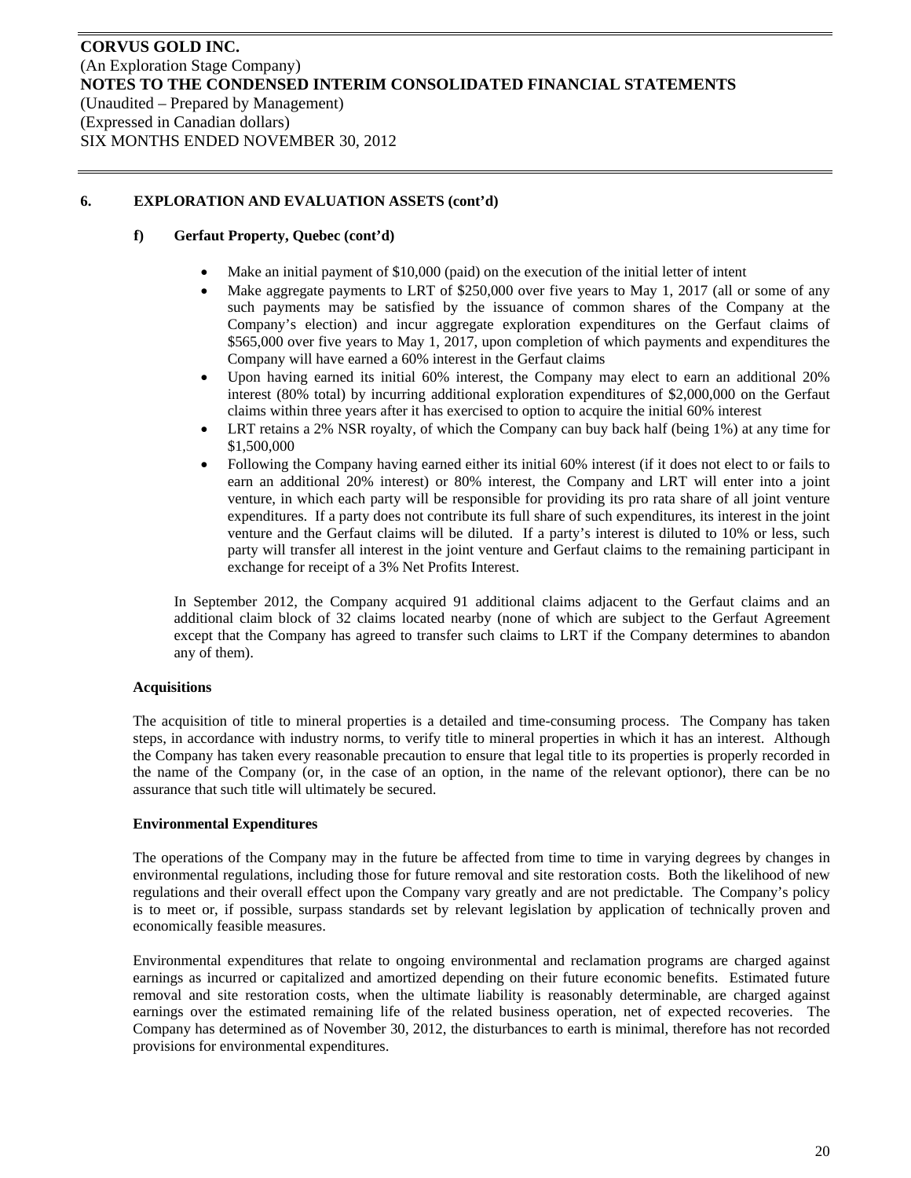## 6. EXPLORATION AND EVALUATION ASSETS (cont'd)

### f) Gerfaut Property, Quebec (cont'd)

- Make an initial payment of $10,000 (paid) on the execution of the initial letter of intent
- Make aggregate payments to LRT of $250,000 over five years to May 1, 2017 (all or some of any such payments may be satisfied by the issuance of common shares of the Company at the Company's election) and incur aggregate exploration expenditures on the Gerfaut claims of $565,000 over five years to May 1, 2017, upon completion of which payments and expenditures the Company will have earned a 60% interest in the Gerfaut claims
- Upon having earned its initial 60% interest, the Company may elect to earn an additional 20% interest (80% total) by incurring additional exploration expenditures of $2,000,000 on the Gerfaut claims within three years after it has exercised to option to acquire the initial 60% interest
- LRT retains a 2% NSR royalty, of which the Company can buy back half (being 1%) at any time for $1,500,000
- Following the Company having earned either its initial 60% interest (if it does not elect to or fails to earn an additional 20% interest) or 80% interest, the Company and LRT will enter into a joint venture, in which each party will be responsible for providing its pro rata share of all joint venture expenditures. If a party does not contribute its full share of such expenditures, its interest in the joint venture and the Gerfaut claims will be diluted. If a party's interest is diluted to 10% or less, such party will transfer all interest in the joint venture and Gerfaut claims to the remaining participant in exchange for receipt of a 3% Net Profits Interest.

In September 2012, the Company acquired 91 additional claims adjacent to the Gerfaut claims and an additional claim block of 32 claims located nearby (none of which are subject to the Gerfaut Agreement except that the Company has agreed to transfer such claims to LRT if the Company determines to abandon any of them).

**Acquisitions**

The acquisition of title to mineral properties is a detailed and time-consuming process. The Company has taken steps, in accordance with industry norms, to verify title to mineral properties in which it has an interest. Although the Company has taken every reasonable precaution to ensure that legal title to its properties is properly recorded in the name of the Company (or, in the case of an option, in the name of the relevant optionor), there can be no assurance that such title will ultimately be secured.

**Environmental Expenditures**

The operations of the Company may in the future be affected from time to time in varying degrees by changes in environmental regulations, including those for future removal and site restoration costs. Both the likelihood of new regulations and their overall effect upon the Company vary greatly and are not predictable. The Company's policy is to meet or, if possible, surpass standards set by relevant legislation by application of technically proven and economically feasible measures.

Environmental expenditures that relate to ongoing environmental and reclamation programs are charged against earnings as incurred or capitalized and amortized depending on their future economic benefits. Estimated future removal and site restoration costs, when the ultimate liability is reasonably determinable, are charged against earnings over the estimated remaining life of the related business operation, net of expected recoveries. The Company has determined as of November 30, 2012, the disturbances to earth is minimal, therefore has not recorded provisions for environmental expenditures.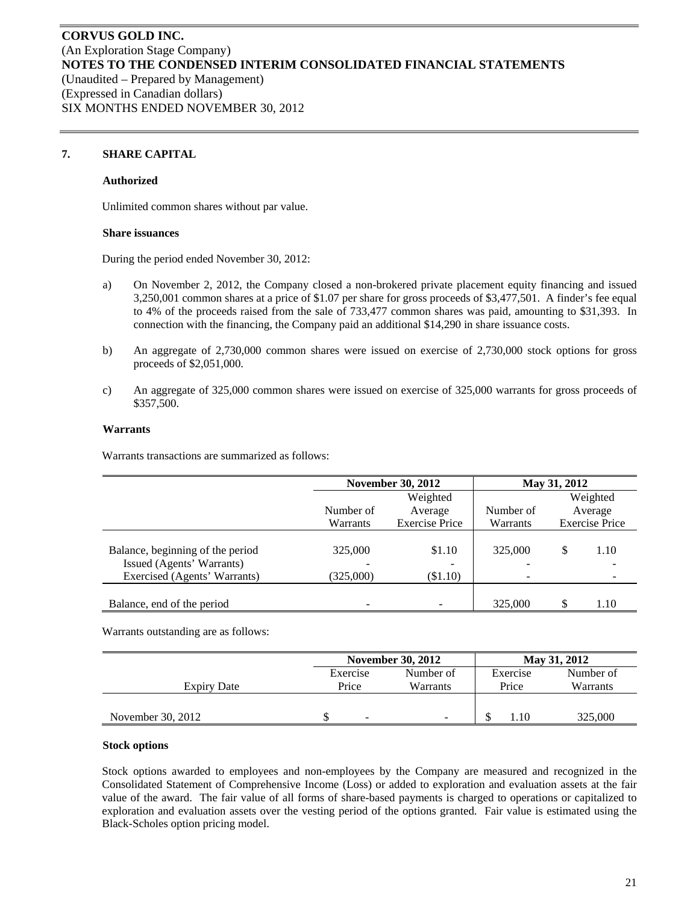**CORVUS GOLD INC.**
(An Exploration Stage Company)
**NOTES TO THE CONDENSED INTERIM CONSOLIDATED FINANCIAL STATEMENTS**
(Unaudited – Prepared by Management)
(Expressed in Canadian dollars)
SIX MONTHS ENDED NOVEMBER 30, 2012

## 7. SHARE CAPITAL

**Authorized**

Unlimited common shares without par value.

**Share issuances**

During the period ended November 30, 2012:

a) On November 2, 2012, the Company closed a non-brokered private placement equity financing and issued 3,250,001 common shares at a price of $1.07 per share for gross proceeds of $3,477,501. A finder's fee equal to 4% of the proceeds raised from the sale of 733,477 common shares was paid, amounting to $31,393. In connection with the financing, the Company paid an additional $14,290 in share issuance costs.

b) An aggregate of 2,730,000 common shares were issued on exercise of 2,730,000 stock options for gross proceeds of $2,051,000.

c) An aggregate of 325,000 common shares were issued on exercise of 325,000 warrants for gross proceeds of $357,500.

**Warrants**

Warrants transactions are summarized as follows:

| | November 30, 2012 | | May 31, 2012 | |
|---|---|---|---|---|
| | Number of Warrants | Weighted Average Exercise Price | Number of Warrants | Weighted Average Exercise Price |
| Balance, beginning of the period | 325,000 | $1.10 | 325,000 | $ 1.10 |
| Issued (Agents' Warrants) | - | - | - | - |
| Exercised (Agents' Warrants) | (325,000) | ($1.10) | - | - |
| Balance, end of the period | - | - | 325,000 | $ 1.10 |

Warrants outstanding are as follows:

| | November 30, 2012 | | May 31, 2012 | |
|---|---|---|---|---|
| Expiry Date | Exercise Price | Number of Warrants | Exercise Price | Number of Warrants |
| November 30, 2012 | $ - | - | $ 1.10 | 325,000 |

**Stock options**

Stock options awarded to employees and non-employees by the Company are measured and recognized in the Consolidated Statement of Comprehensive Income (Loss) or added to exploration and evaluation assets at the fair value of the award. The fair value of all forms of share-based payments is charged to operations or capitalized to exploration and evaluation assets over the vesting period of the options granted. Fair value is estimated using the Black-Scholes option pricing model.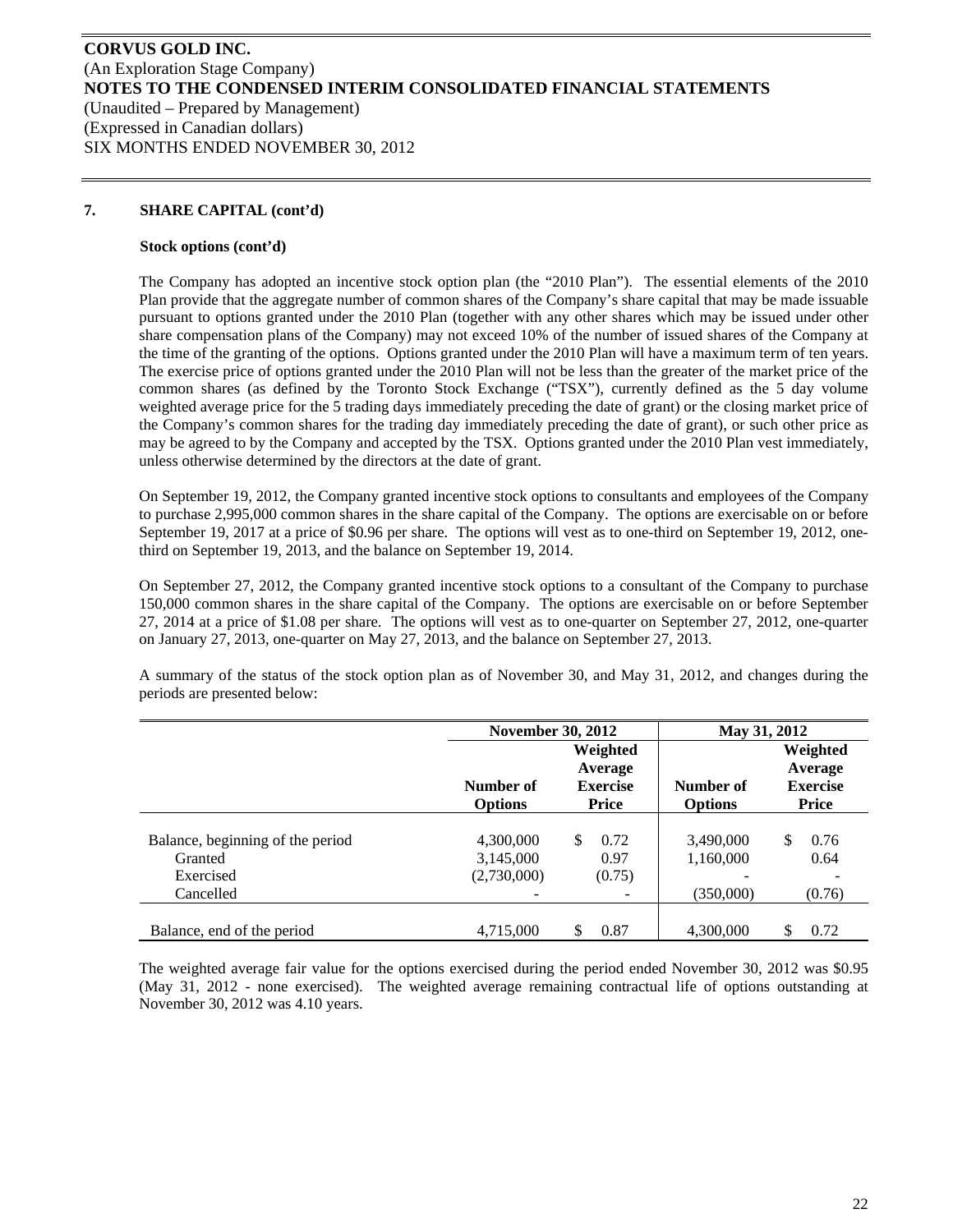**CORVUS GOLD INC.**
(An Exploration Stage Company)
**NOTES TO THE CONDENSED INTERIM CONSOLIDATED FINANCIAL STATEMENTS**
(Unaudited – Prepared by Management)
(Expressed in Canadian dollars)
SIX MONTHS ENDED NOVEMBER 30, 2012

## 7. SHARE CAPITAL (cont'd)

### Stock options (cont'd)

The Company has adopted an incentive stock option plan (the "2010 Plan"). The essential elements of the 2010 Plan provide that the aggregate number of common shares of the Company's share capital that may be made issuable pursuant to options granted under the 2010 Plan (together with any other shares which may be issued under other share compensation plans of the Company) may not exceed 10% of the number of issued shares of the Company at the time of the granting of the options. Options granted under the 2010 Plan will have a maximum term of ten years. The exercise price of options granted under the 2010 Plan will not be less than the greater of the market price of the common shares (as defined by the Toronto Stock Exchange ("TSX"), currently defined as the 5 day volume weighted average price for the 5 trading days immediately preceding the date of grant) or the closing market price of the Company's common shares for the trading day immediately preceding the date of grant), or such other price as may be agreed to by the Company and accepted by the TSX. Options granted under the 2010 Plan vest immediately, unless otherwise determined by the directors at the date of grant.

On September 19, 2012, the Company granted incentive stock options to consultants and employees of the Company to purchase 2,995,000 common shares in the share capital of the Company. The options are exercisable on or before September 19, 2017 at a price of $0.96 per share. The options will vest as to one-third on September 19, 2012, one-third on September 19, 2013, and the balance on September 19, 2014.

On September 27, 2012, the Company granted incentive stock options to a consultant of the Company to purchase 150,000 common shares in the share capital of the Company. The options are exercisable on or before September 27, 2014 at a price of $1.08 per share. The options will vest as to one-quarter on September 27, 2012, one-quarter on January 27, 2013, one-quarter on May 27, 2013, and the balance on September 27, 2013.

A summary of the status of the stock option plan as of November 30, and May 31, 2012, and changes during the periods are presented below:

| | November 30, 2012 | | May 31, 2012 | |
|---|---|---|---|---|
| | Number of Options | Weighted Average Exercise Price | Number of Options | Weighted Average Exercise Price |
| Balance, beginning of the period | 4,300,000 | $ 0.72 | 3,490,000 | $ 0.76 |
| Granted | 3,145,000 | 0.97 | 1,160,000 | 0.64 |
| Exercised | (2,730,000) | (0.75) | - | - |
| Cancelled | - | - | (350,000) | (0.76) |
| Balance, end of the period | 4,715,000 | $ 0.87 | 4,300,000 | $ 0.72 |

The weighted average fair value for the options exercised during the period ended November 30, 2012 was $0.95 (May 31, 2012 - none exercised). The weighted average remaining contractual life of options outstanding at November 30, 2012 was 4.10 years.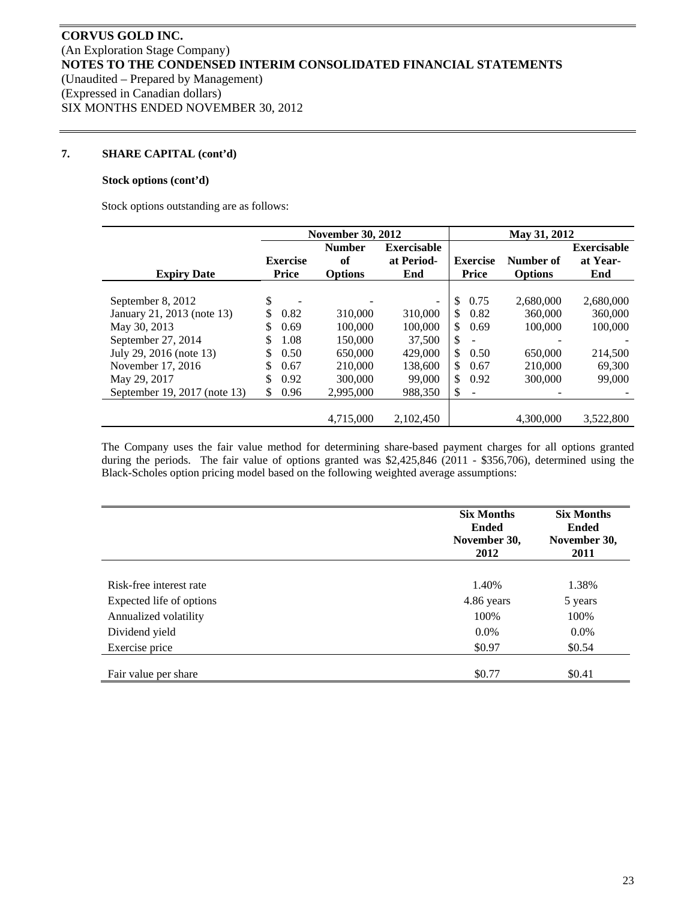## 7. SHARE CAPITAL (cont'd)

**Stock options (cont'd)**

Stock options outstanding are as follows:

| | November 30, 2012 | | | May 31, 2012 | | |
|---|---|---|---|---|---|---|
| **Expiry Date** | **Exercise Price** | **Number of Options** | **Exercisable at Period-End** | **Exercise Price** | **Number of Options** | **Exercisable at Year-End** |
| September 8, 2012 | $ - | - | - | $ 0.75 | 2,680,000 | 2,680,000 |
| January 21, 2013 (note 13) | $ 0.82 | 310,000 | 310,000 | $ 0.82 | 360,000 | 360,000 |
| May 30, 2013 | $ 0.69 | 100,000 | 100,000 | $ 0.69 | 100,000 | 100,000 |
| September 27, 2014 | $ 1.08 | 150,000 | 37,500 | $ - | - | - |
| July 29, 2016 (note 13) | $ 0.50 | 650,000 | 429,000 | $ 0.50 | 650,000 | 214,500 |
| November 17, 2016 | $ 0.67 | 210,000 | 138,600 | $ 0.67 | 210,000 | 69,300 |
| May 29, 2017 | $ 0.92 | 300,000 | 99,000 | $ 0.92 | 300,000 | 99,000 |
| September 19, 2017 (note 13) | $ 0.96 | 2,995,000 | 988,350 | $ - | - | - |
| | | 4,715,000 | 2,102,450 | | 4,300,000 | 3,522,800 |

The Company uses the fair value method for determining share-based payment charges for all options granted during the periods. The fair value of options granted was $2,425,846 (2011 - $356,706), determined using the Black-Scholes option pricing model based on the following weighted average assumptions:

| | Six Months Ended November 30, 2012 | Six Months Ended November 30, 2011 |
|---|---|---|
| Risk-free interest rate | 1.40% | 1.38% |
| Expected life of options | 4.86 years | 5 years |
| Annualized volatility | 100% | 100% |
| Dividend yield | 0.0% | 0.0% |
| Exercise price | $0.97 | $0.54 |
| Fair value per share | $0.77 | $0.41 |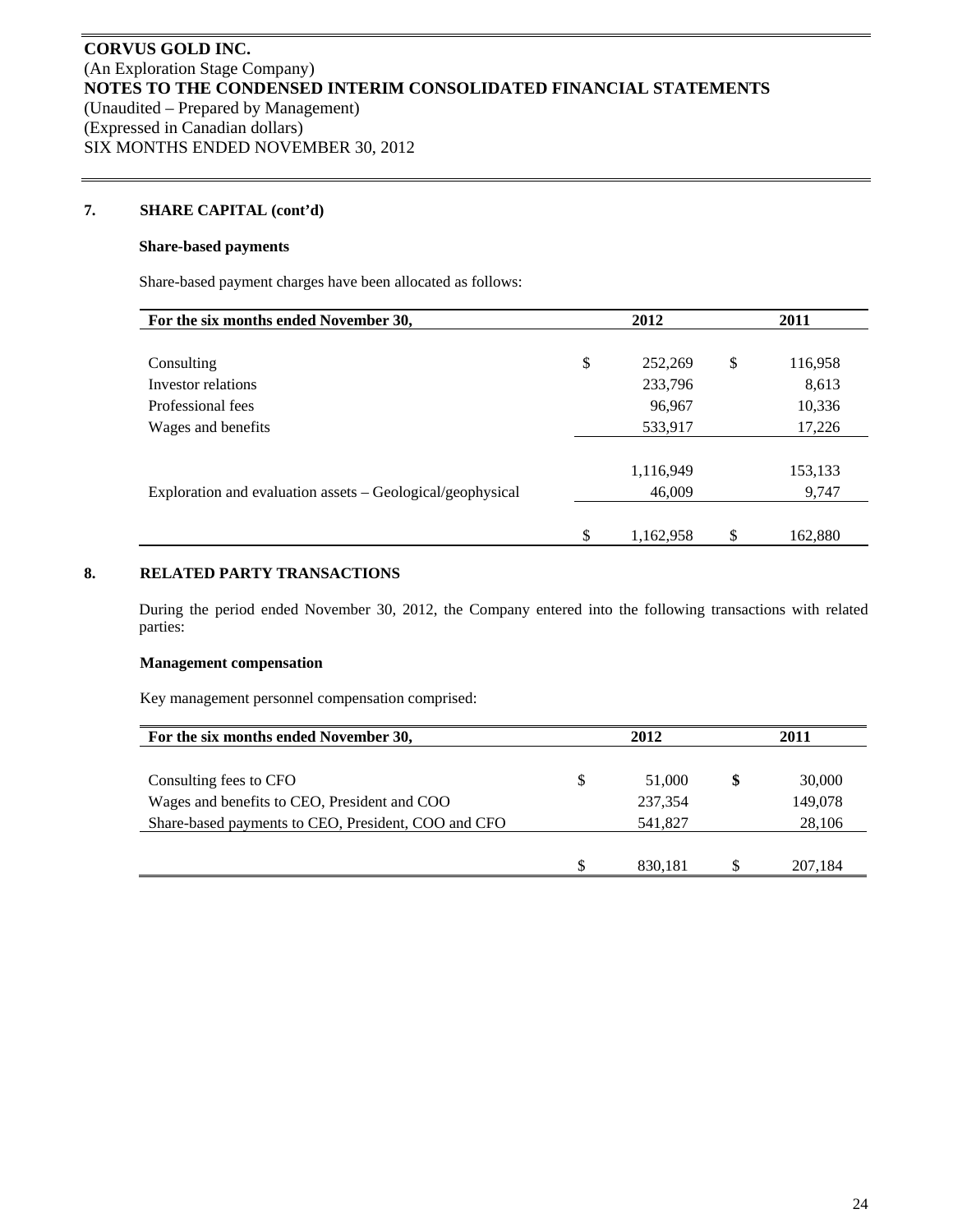**CORVUS GOLD INC.**
(An Exploration Stage Company)
**NOTES TO THE CONDENSED INTERIM CONSOLIDATED FINANCIAL STATEMENTS**
(Unaudited – Prepared by Management)
(Expressed in Canadian dollars)
SIX MONTHS ENDED NOVEMBER 30, 2012

## 7. SHARE CAPITAL (cont'd)

**Share-based payments**

Share-based payment charges have been allocated as follows:

| For the six months ended November 30, | 2012 | 2011 |
|---|---|---|
| Consulting | $ 252,269 | $ 116,958 |
| Investor relations | 233,796 | 8,613 |
| Professional fees | 96,967 | 10,336 |
| Wages and benefits | 533,917 | 17,226 |
| | 1,116,949 | 153,133 |
| Exploration and evaluation assets – Geological/geophysical | 46,009 | 9,747 |
| | $ 1,162,958 | $ 162,880 |

## 8. RELATED PARTY TRANSACTIONS

During the period ended November 30, 2012, the Company entered into the following transactions with related parties:

**Management compensation**

Key management personnel compensation comprised:

| For the six months ended November 30, | 2012 | 2011 |
|---|---|---|
| Consulting fees to CFO | $ 51,000 | **$** 30,000 |
| Wages and benefits to CEO, President and COO | 237,354 | 149,078 |
| Share-based payments to CEO, President, COO and CFO | 541,827 | 28,106 |
| | $ 830,181 | $ 207,184 |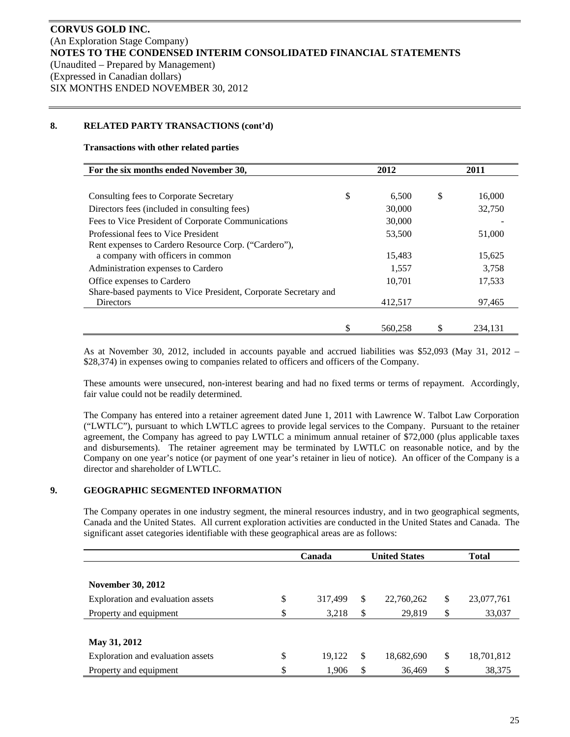## 8. RELATED PARTY TRANSACTIONS (cont'd)

**Transactions with other related parties**

| For the six months ended November 30, | 2012 | 2011 |
|---|---|---|
| Consulting fees to Corporate Secretary | $ 6,500 | $ 16,000 |
| Directors fees (included in consulting fees) | 30,000 | 32,750 |
| Fees to Vice President of Corporate Communications | 30,000 | - |
| Professional fees to Vice President | 53,500 | 51,000 |
| Rent expenses to Cardero Resource Corp. ("Cardero"), a company with officers in common | 15,483 | 15,625 |
| Administration expenses to Cardero | 1,557 | 3,758 |
| Office expenses to Cardero | 10,701 | 17,533 |
| Share-based payments to Vice President, Corporate Secretary and Directors | 412,517 | 97,465 |
| | $ 560,258 | $ 234,131 |

As at November 30, 2012, included in accounts payable and accrued liabilities was $52,093 (May 31, 2012 – $28,374) in expenses owing to companies related to officers and officers of the Company.

These amounts were unsecured, non-interest bearing and had no fixed terms or terms of repayment. Accordingly, fair value could not be readily determined.

The Company has entered into a retainer agreement dated June 1, 2011 with Lawrence W. Talbot Law Corporation ("LWTLC"), pursuant to which LWTLC agrees to provide legal services to the Company. Pursuant to the retainer agreement, the Company has agreed to pay LWTLC a minimum annual retainer of $72,000 (plus applicable taxes and disbursements). The retainer agreement may be terminated by LWTLC on reasonable notice, and by the Company on one year's notice (or payment of one year's retainer in lieu of notice). An officer of the Company is a director and shareholder of LWTLC.

## 9. GEOGRAPHIC SEGMENTED INFORMATION

The Company operates in one industry segment, the mineral resources industry, and in two geographical segments, Canada and the United States. All current exploration activities are conducted in the United States and Canada. The significant asset categories identifiable with these geographical areas are as follows:

| | Canada | United States | Total |
|---|---|---|---|
| **November 30, 2012** | | | |
| Exploration and evaluation assets | $ 317,499 | $ 22,760,262 | $ 23,077,761 |
| Property and equipment | $ 3,218 | $ 29,819 | $ 33,037 |
| **May 31, 2012** | | | |
| Exploration and evaluation assets | $ 19,122 | $ 18,682,690 | $ 18,701,812 |
| Property and equipment | $ 1,906 | $ 36,469 | $ 38,375 |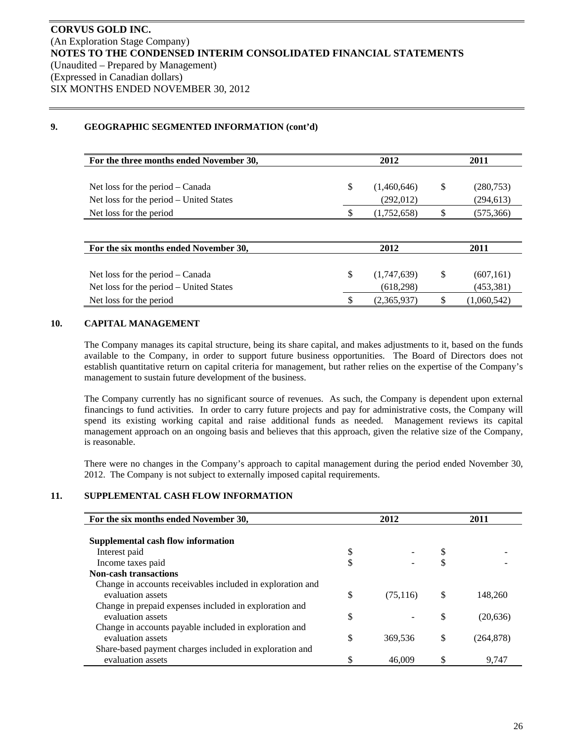**CORVUS GOLD INC.**
(An Exploration Stage Company)
**NOTES TO THE CONDENSED INTERIM CONSOLIDATED FINANCIAL STATEMENTS**
(Unaudited – Prepared by Management)
(Expressed in Canadian dollars)
SIX MONTHS ENDED NOVEMBER 30, 2012

## 9. GEOGRAPHIC SEGMENTED INFORMATION (cont'd)

| For the three months ended November 30, | | 2012 | | 2011 |
|---|---|---|---|---|
| Net loss for the period – Canada | $ | (1,460,646) | $ | (280,753) |
| Net loss for the period – United States | | (292,012) | | (294,613) |
| Net loss for the period | $ | (1,752,658) | $ | (575,366) |

| For the six months ended November 30, | | 2012 | | 2011 |
|---|---|---|---|---|
| Net loss for the period – Canada | $ | (1,747,639) | $ | (607,161) |
| Net loss for the period – United States | | (618,298) | | (453,381) |
| Net loss for the period | $ | (2,365,937) | $ | (1,060,542) |

## 10. CAPITAL MANAGEMENT

The Company manages its capital structure, being its share capital, and makes adjustments to it, based on the funds available to the Company, in order to support future business opportunities. The Board of Directors does not establish quantitative return on capital criteria for management, but rather relies on the expertise of the Company's management to sustain future development of the business.

The Company currently has no significant source of revenues. As such, the Company is dependent upon external financings to fund activities. In order to carry future projects and pay for administrative costs, the Company will spend its existing working capital and raise additional funds as needed. Management reviews its capital management approach on an ongoing basis and believes that this approach, given the relative size of the Company, is reasonable.

There were no changes in the Company's approach to capital management during the period ended November 30, 2012. The Company is not subject to externally imposed capital requirements.

## 11. SUPPLEMENTAL CASH FLOW INFORMATION

| For the six months ended November 30, | | 2012 | | 2011 |
|---|---|---|---|---|
| **Supplemental cash flow information** | | | | |
| Interest paid | $ | - | $ | - |
| Income taxes paid | $ | - | $ | - |
| **Non-cash transactions** | | | | |
| Change in accounts receivables included in exploration and evaluation assets | $ | (75,116) | $ | 148,260 |
| Change in prepaid expenses included in exploration and evaluation assets | $ | - | $ | (20,636) |
| Change in accounts payable included in exploration and evaluation assets | $ | 369,536 | $ | (264,878) |
| Share-based payment charges included in exploration and evaluation assets | $ | 46,009 | $ | 9,747 |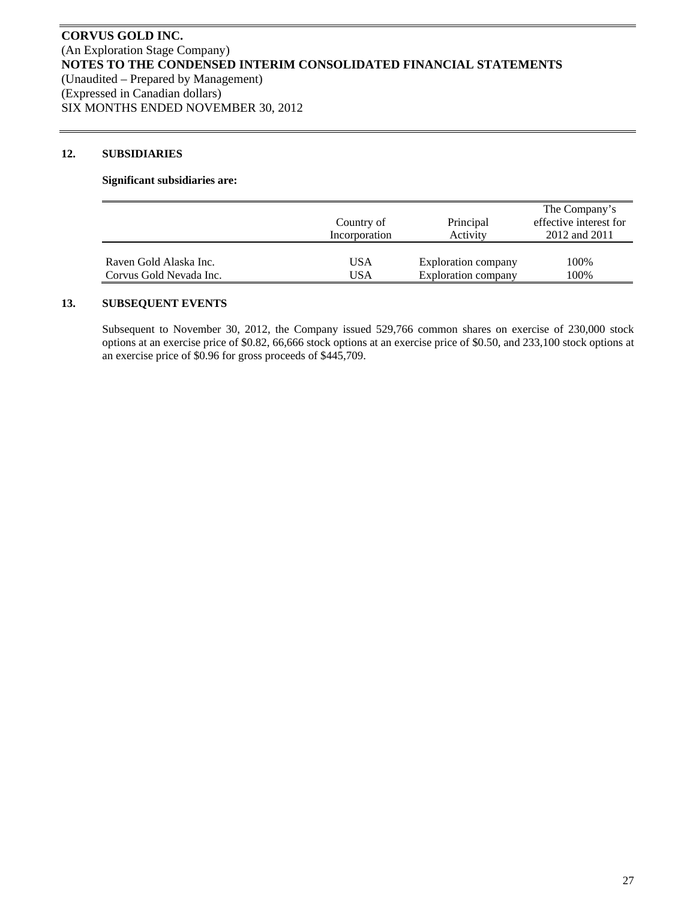**CORVUS GOLD INC.**
(An Exploration Stage Company)
**NOTES TO THE CONDENSED INTERIM CONSOLIDATED FINANCIAL STATEMENTS**
(Unaudited – Prepared by Management)
(Expressed in Canadian dollars)
SIX MONTHS ENDED NOVEMBER 30, 2012

## 12. SUBSIDIARIES

**Significant subsidiaries are:**

| | Country of Incorporation | Principal Activity | The Company's effective interest for 2012 and 2011 |
|---|---|---|---|
| Raven Gold Alaska Inc. | USA | Exploration company | 100% |
| Corvus Gold Nevada Inc. | USA | Exploration company | 100% |

## 13. SUBSEQUENT EVENTS

Subsequent to November 30, 2012, the Company issued 529,766 common shares on exercise of 230,000 stock options at an exercise price of $0.82, 66,666 stock options at an exercise price of $0.50, and 233,100 stock options at an exercise price of $0.96 for gross proceeds of $445,709.